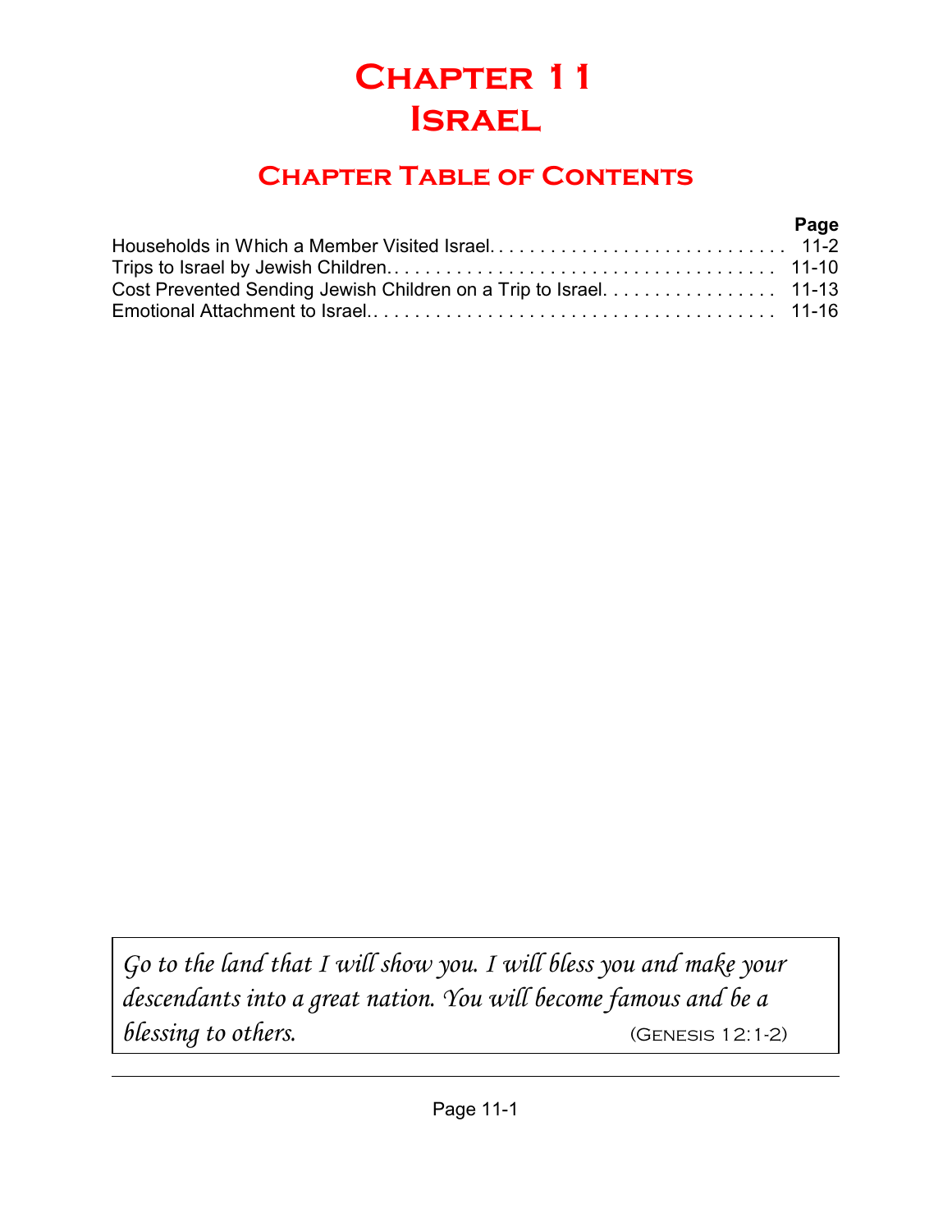# Chapter 11
# Israel

## Chapter Table of Contents

| | Page |
|---|---|
| Households in Which a Member Visited Israel | 11-2 |
| Trips to Israel by Jewish Children | 11-10 |
| Cost Prevented Sending Jewish Children on a Trip to Israel | 11-13 |
| Emotional Attachment to Israel | 11-16 |

> *Go to the land that I will show you. I will bless you and make your descendants into a great nation. You will become famous and be a blessing to others.* (Genesis 12:1-2)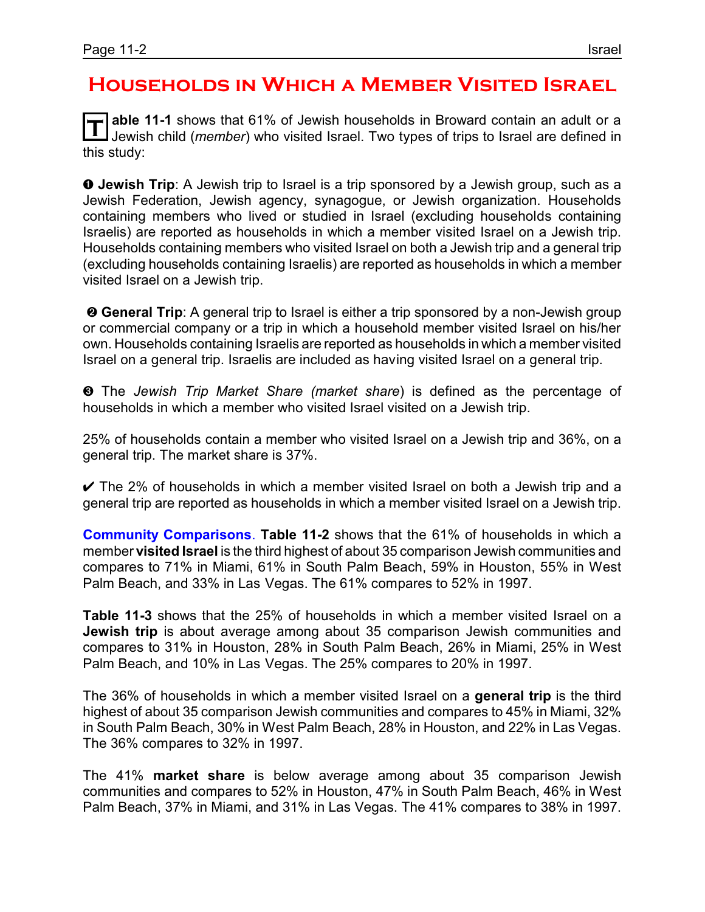# Households in Which a Member Visited Israel

**Table 11-1** shows that 61% of Jewish households in Broward contain an adult or a Jewish child (*member*) who visited Israel. Two types of trips to Israel are defined in this study:

❶ **Jewish Trip**: A Jewish trip to Israel is a trip sponsored by a Jewish group, such as a Jewish Federation, Jewish agency, synagogue, or Jewish organization. Households containing members who lived or studied in Israel (excluding households containing Israelis) are reported as households in which a member visited Israel on a Jewish trip. Households containing members who visited Israel on both a Jewish trip and a general trip (excluding households containing Israelis) are reported as households in which a member visited Israel on a Jewish trip.

❷ **General Trip**: A general trip to Israel is either a trip sponsored by a non-Jewish group or commercial company or a trip in which a household member visited Israel on his/her own. Households containing Israelis are reported as households in which a member visited Israel on a general trip. Israelis are included as having visited Israel on a general trip.

❸ The *Jewish Trip Market Share (market share)* is defined as the percentage of households in which a member who visited Israel visited on a Jewish trip.

25% of households contain a member who visited Israel on a Jewish trip and 36%, on a general trip. The market share is 37%.

✔ The 2% of households in which a member visited Israel on both a Jewish trip and a general trip are reported as households in which a member visited Israel on a Jewish trip.

**Community Comparisons**. **Table 11-2** shows that the 61% of households in which a member **visited Israel** is the third highest of about 35 comparison Jewish communities and compares to 71% in Miami, 61% in South Palm Beach, 59% in Houston, 55% in West Palm Beach, and 33% in Las Vegas. The 61% compares to 52% in 1997.

**Table 11-3** shows that the 25% of households in which a member visited Israel on a **Jewish trip** is about average among about 35 comparison Jewish communities and compares to 31% in Houston, 28% in South Palm Beach, 26% in Miami, 25% in West Palm Beach, and 10% in Las Vegas. The 25% compares to 20% in 1997.

The 36% of households in which a member visited Israel on a **general trip** is the third highest of about 35 comparison Jewish communities and compares to 45% in Miami, 32% in South Palm Beach, 30% in West Palm Beach, 28% in Houston, and 22% in Las Vegas. The 36% compares to 32% in 1997.

The 41% **market share** is below average among about 35 comparison Jewish communities and compares to 52% in Houston, 47% in South Palm Beach, 46% in West Palm Beach, 37% in Miami, and 31% in Las Vegas. The 41% compares to 38% in 1997.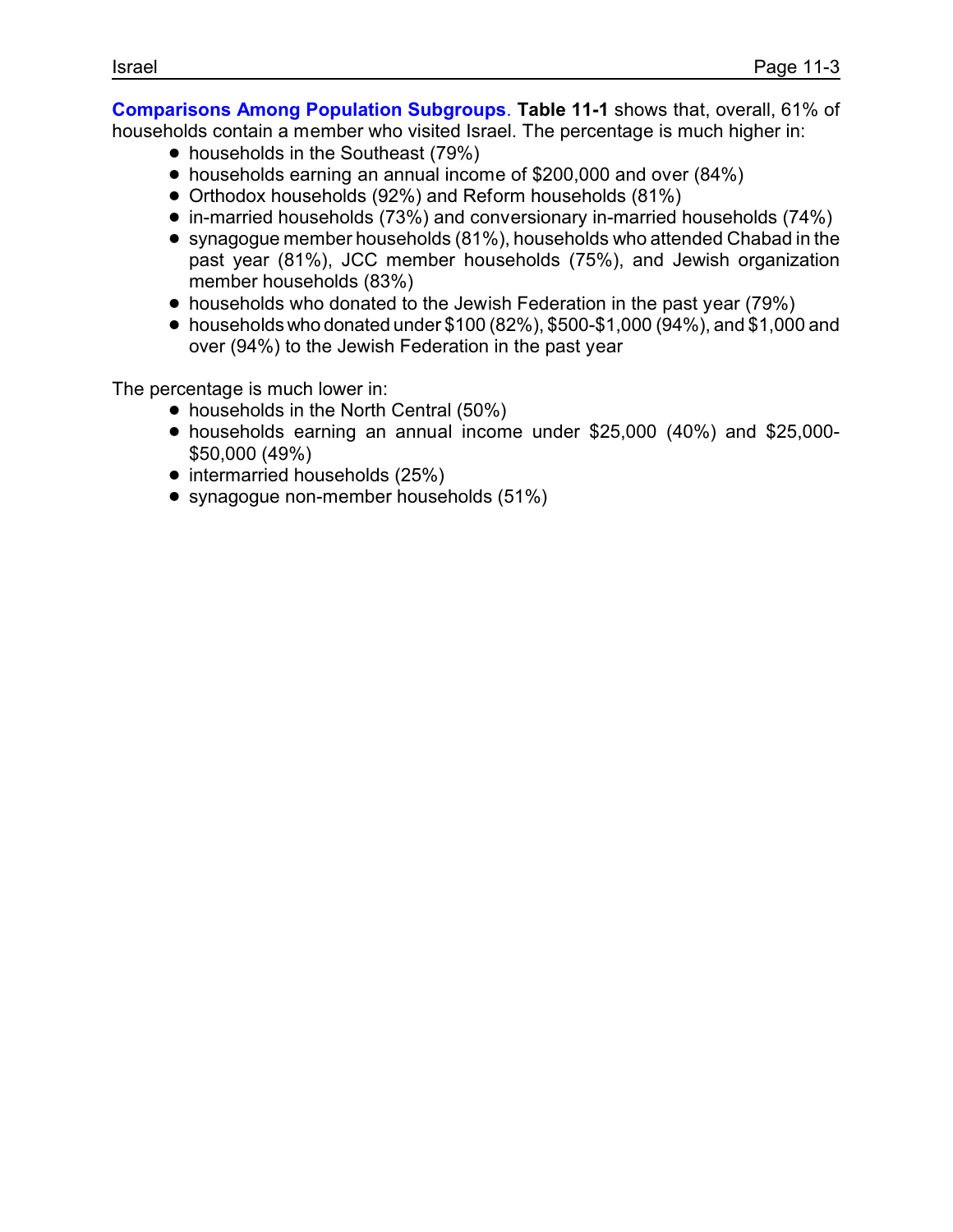**Comparisons Among Population Subgroups**. **Table 11-1** shows that, overall, 61% of households contain a member who visited Israel. The percentage is much higher in:

- households in the Southeast (79%)
- households earning an annual income of $200,000 and over (84%)
- Orthodox households (92%) and Reform households (81%)
- in-married households (73%) and conversionary in-married households (74%)
- synagogue member households (81%), households who attended Chabad in the past year (81%), JCC member households (75%), and Jewish organization member households (83%)
- households who donated to the Jewish Federation in the past year (79%)
- households who donated under $100 (82%), $500-$1,000 (94%), and $1,000 and over (94%) to the Jewish Federation in the past year

The percentage is much lower in:

- households in the North Central (50%)
- households earning an annual income under $25,000 (40%) and $25,000-$50,000 (49%)
- intermarried households (25%)
- synagogue non-member households (51%)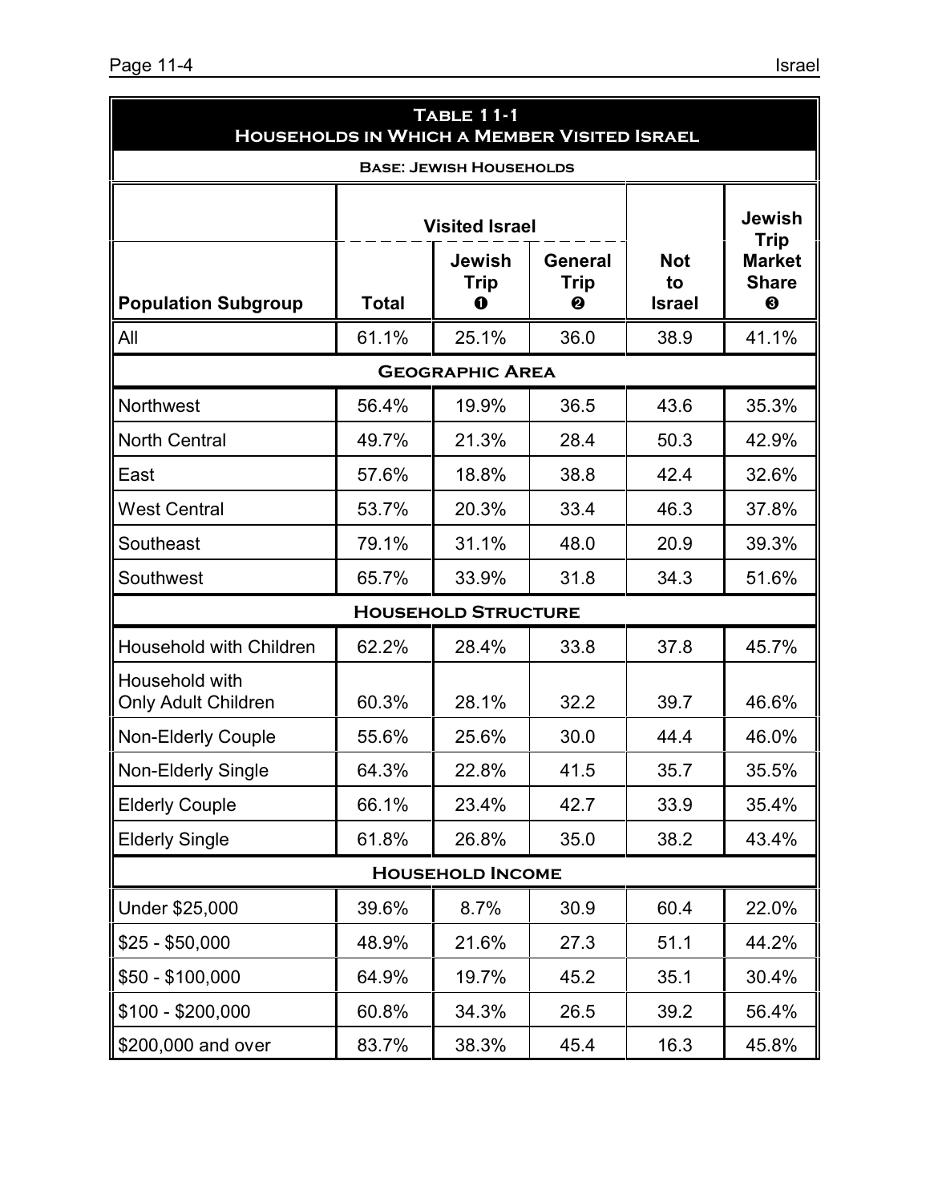**Table 11-1**
**Households in Which a Member Visited Israel**

**Base: Jewish Households**

| Population Subgroup | Visited Israel | | | Not to Israel | Jewish Trip Market Share ❸ |
|---|---|---|---|---|---|
| | Total | Jewish Trip ❶ | General Trip ❷ | | |
| All | 61.1% | 25.1% | 36.0 | 38.9 | 41.1% |
| **Geographic Area** | | | | | |
| Northwest | 56.4% | 19.9% | 36.5 | 43.6 | 35.3% |
| North Central | 49.7% | 21.3% | 28.4 | 50.3 | 42.9% |
| East | 57.6% | 18.8% | 38.8 | 42.4 | 32.6% |
| West Central | 53.7% | 20.3% | 33.4 | 46.3 | 37.8% |
| Southeast | 79.1% | 31.1% | 48.0 | 20.9 | 39.3% |
| Southwest | 65.7% | 33.9% | 31.8 | 34.3 | 51.6% |
| **Household Structure** | | | | | |
| Household with Children | 62.2% | 28.4% | 33.8 | 37.8 | 45.7% |
| Household with Only Adult Children | 60.3% | 28.1% | 32.2 | 39.7 | 46.6% |
| Non-Elderly Couple | 55.6% | 25.6% | 30.0 | 44.4 | 46.0% |
| Non-Elderly Single | 64.3% | 22.8% | 41.5 | 35.7 | 35.5% |
| Elderly Couple | 66.1% | 23.4% | 42.7 | 33.9 | 35.4% |
| Elderly Single | 61.8% | 26.8% | 35.0 | 38.2 | 43.4% |
| **Household Income** | | | | | |
| Under $25,000 | 39.6% | 8.7% | 30.9 | 60.4 | 22.0% |
| $25 - $50,000 | 48.9% | 21.6% | 27.3 | 51.1 | 44.2% |
| $50 - $100,000 | 64.9% | 19.7% | 45.2 | 35.1 | 30.4% |
| $100 - $200,000 | 60.8% | 34.3% | 26.5 | 39.2 | 56.4% |
| $200,000 and over | 83.7% | 38.3% | 45.4 | 16.3 | 45.8% |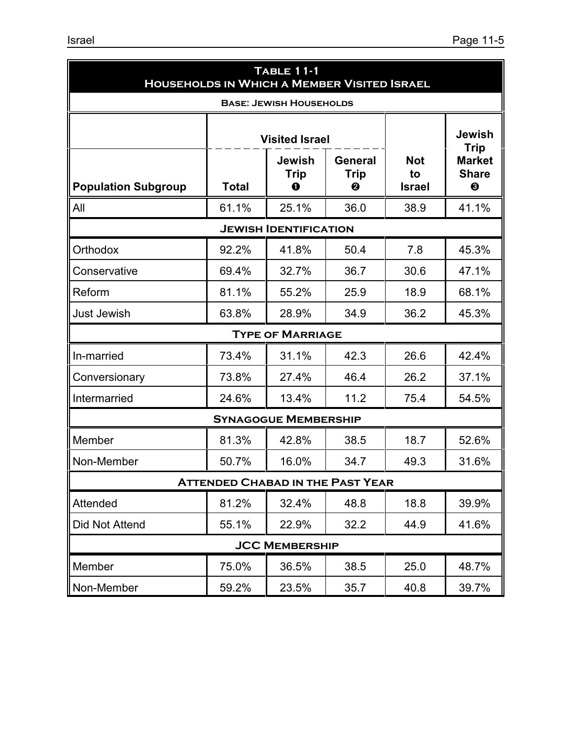**Table 11-1**
**Households in Which a Member Visited Israel**

**Base: Jewish Households**

| Population Subgroup | Visited Israel | | | Not to Israel | Jewish Trip Market Share ❸ |
|---|---|---|---|---|---|
| | Total | Jewish Trip ❶ | General Trip ❷ | | |
| All | 61.1% | 25.1% | 36.0 | 38.9 | 41.1% |
| **Jewish Identification** | | | | | |
| Orthodox | 92.2% | 41.8% | 50.4 | 7.8 | 45.3% |
| Conservative | 69.4% | 32.7% | 36.7 | 30.6 | 47.1% |
| Reform | 81.1% | 55.2% | 25.9 | 18.9 | 68.1% |
| Just Jewish | 63.8% | 28.9% | 34.9 | 36.2 | 45.3% |
| **Type of Marriage** | | | | | |
| In-married | 73.4% | 31.1% | 42.3 | 26.6 | 42.4% |
| Conversionary | 73.8% | 27.4% | 46.4 | 26.2 | 37.1% |
| Intermarried | 24.6% | 13.4% | 11.2 | 75.4 | 54.5% |
| **Synagogue Membership** | | | | | |
| Member | 81.3% | 42.8% | 38.5 | 18.7 | 52.6% |
| Non-Member | 50.7% | 16.0% | 34.7 | 49.3 | 31.6% |
| **Attended Chabad in the Past Year** | | | | | |
| Attended | 81.2% | 32.4% | 48.8 | 18.8 | 39.9% |
| Did Not Attend | 55.1% | 22.9% | 32.2 | 44.9 | 41.6% |
| **JCC Membership** | | | | | |
| Member | 75.0% | 36.5% | 38.5 | 25.0 | 48.7% |
| Non-Member | 59.2% | 23.5% | 35.7 | 40.8 | 39.7% |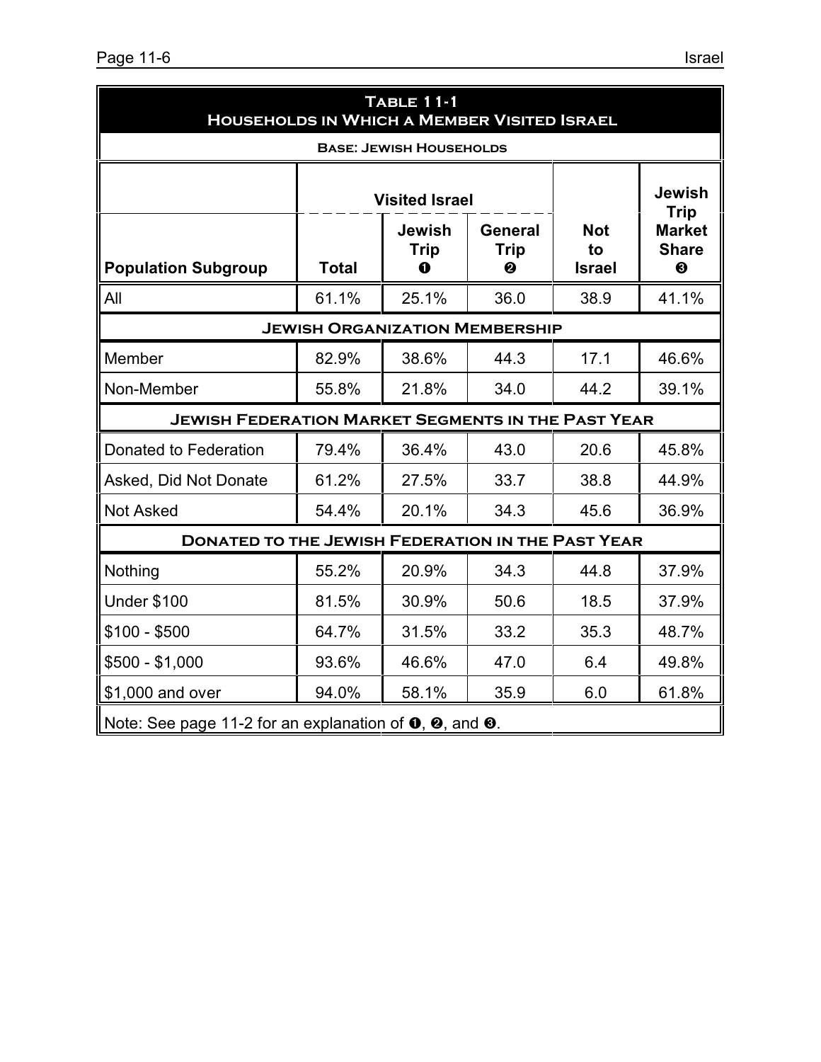## Table 11-1
## Households in Which a Member Visited Israel

**Base: Jewish Households**

| Population Subgroup | Visited Israel | | | Not to Israel | Jewish Trip Market Share ❸ |
|---|---|---|---|---|---|
| | Total | Jewish Trip ❶ | General Trip ❷ | | |
| All | 61.1% | 25.1% | 36.0 | 38.9 | 41.1% |
| **Jewish Organization Membership** | | | | | |
| Member | 82.9% | 38.6% | 44.3 | 17.1 | 46.6% |
| Non-Member | 55.8% | 21.8% | 34.0 | 44.2 | 39.1% |
| **Jewish Federation Market Segments in the Past Year** | | | | | |
| Donated to Federation | 79.4% | 36.4% | 43.0 | 20.6 | 45.8% |
| Asked, Did Not Donate | 61.2% | 27.5% | 33.7 | 38.8 | 44.9% |
| Not Asked | 54.4% | 20.1% | 34.3 | 45.6 | 36.9% |
| **Donated to the Jewish Federation in the Past Year** | | | | | |
| Nothing | 55.2% | 20.9% | 34.3 | 44.8 | 37.9% |
| Under $100 | 81.5% | 30.9% | 50.6 | 18.5 | 37.9% |
| $100 - $500 | 64.7% | 31.5% | 33.2 | 35.3 | 48.7% |
| $500 - $1,000 | 93.6% | 46.6% | 47.0 | 6.4 | 49.8% |
| $1,000 and over | 94.0% | 58.1% | 35.9 | 6.0 | 61.8% |

Note: See page 11-2 for an explanation of ❶, ❷, and ❸.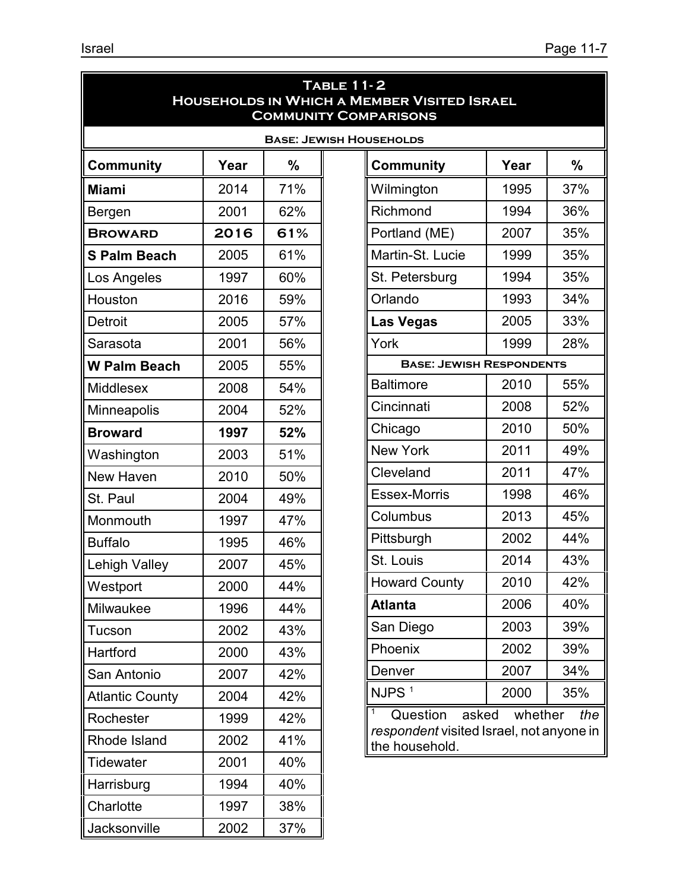**Table 11-2**
**Households in Which a Member Visited Israel**
**Community Comparisons**

**Base: Jewish Households**

| Community | Year | % |
|---|---|---|
| **Miami** | 2014 | 71% |
| Bergen | 2001 | 62% |
| **BROWARD** | **2016** | **61%** |
| **S Palm Beach** | 2005 | 61% |
| Los Angeles | 1997 | 60% |
| Houston | 2016 | 59% |
| Detroit | 2005 | 57% |
| Sarasota | 2001 | 56% |
| **W Palm Beach** | 2005 | 55% |
| Middlesex | 2008 | 54% |
| Minneapolis | 2004 | 52% |
| **Broward** | **1997** | **52%** |
| Washington | 2003 | 51% |
| New Haven | 2010 | 50% |
| St. Paul | 2004 | 49% |
| Monmouth | 1997 | 47% |
| Buffalo | 1995 | 46% |
| Lehigh Valley | 2007 | 45% |
| Westport | 2000 | 44% |
| Milwaukee | 1996 | 44% |
| Tucson | 2002 | 43% |
| Hartford | 2000 | 43% |
| San Antonio | 2007 | 42% |
| Atlantic County | 2004 | 42% |
| Rochester | 1999 | 42% |
| Rhode Island | 2002 | 41% |
| Tidewater | 2001 | 40% |
| Harrisburg | 1994 | 40% |
| Charlotte | 1997 | 38% |
| Jacksonville | 2002 | 37% |
| Wilmington | 1995 | 37% |
| Richmond | 1994 | 36% |
| Portland (ME) | 2007 | 35% |
| Martin-St. Lucie | 1999 | 35% |
| St. Petersburg | 1994 | 35% |
| Orlando | 1993 | 34% |
| **Las Vegas** | 2005 | 33% |
| York | 1999 | 28% |
| **Base: Jewish Respondents** | | |
| Baltimore | 2010 | 55% |
| Cincinnati | 2008 | 52% |
| Chicago | 2010 | 50% |
| New York | 2011 | 49% |
| Cleveland | 2011 | 47% |
| Essex-Morris | 1998 | 46% |
| Columbus | 2013 | 45% |
| Pittsburgh | 2002 | 44% |
| St. Louis | 2014 | 43% |
| Howard County | 2010 | 42% |
| **Atlanta** | 2006 | 40% |
| San Diego | 2003 | 39% |
| Phoenix | 2002 | 39% |
| Denver | 2007 | 34% |
| NJPS [1] | 2000 | 35% |

[1] Question asked whether *the respondent* visited Israel, not anyone in the household.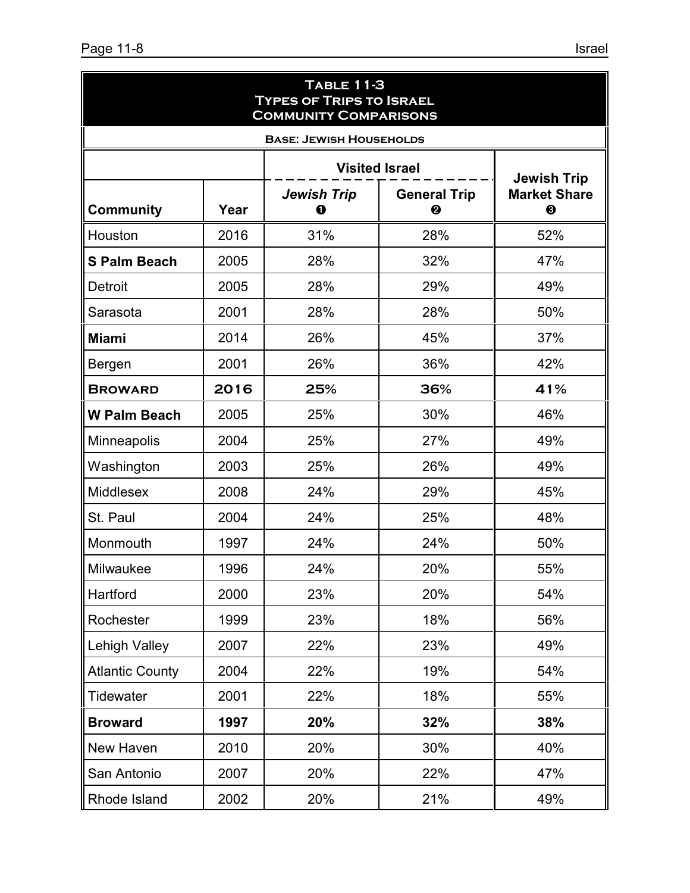**Table 11-3**
**Types of Trips to Israel**
**Community Comparisons**

**Base: Jewish Households**

| | | Visited Israel | | Jewish Trip Market Share ❸ |
|---|---|---|---|---|
| **Community** | **Year** | ***Jewish Trip* ❶** | **General Trip ❷** | |
| Houston | 2016 | 31% | 28% | 52% |
| **S Palm Beach** | 2005 | 28% | 32% | 47% |
| Detroit | 2005 | 28% | 29% | 49% |
| Sarasota | 2001 | 28% | 28% | 50% |
| **Miami** | 2014 | 26% | 45% | 37% |
| Bergen | 2001 | 26% | 36% | 42% |
| **Broward** | **2016** | **25%** | **36%** | **41%** |
| **W Palm Beach** | 2005 | 25% | 30% | 46% |
| Minneapolis | 2004 | 25% | 27% | 49% |
| Washington | 2003 | 25% | 26% | 49% |
| Middlesex | 2008 | 24% | 29% | 45% |
| St. Paul | 2004 | 24% | 25% | 48% |
| Monmouth | 1997 | 24% | 24% | 50% |
| Milwaukee | 1996 | 24% | 20% | 55% |
| Hartford | 2000 | 23% | 20% | 54% |
| Rochester | 1999 | 23% | 18% | 56% |
| Lehigh Valley | 2007 | 22% | 23% | 49% |
| Atlantic County | 2004 | 22% | 19% | 54% |
| Tidewater | 2001 | 22% | 18% | 55% |
| **Broward** | **1997** | **20%** | **32%** | **38%** |
| New Haven | 2010 | 20% | 30% | 40% |
| San Antonio | 2007 | 20% | 22% | 47% |
| Rhode Island | 2002 | 20% | 21% | 49% |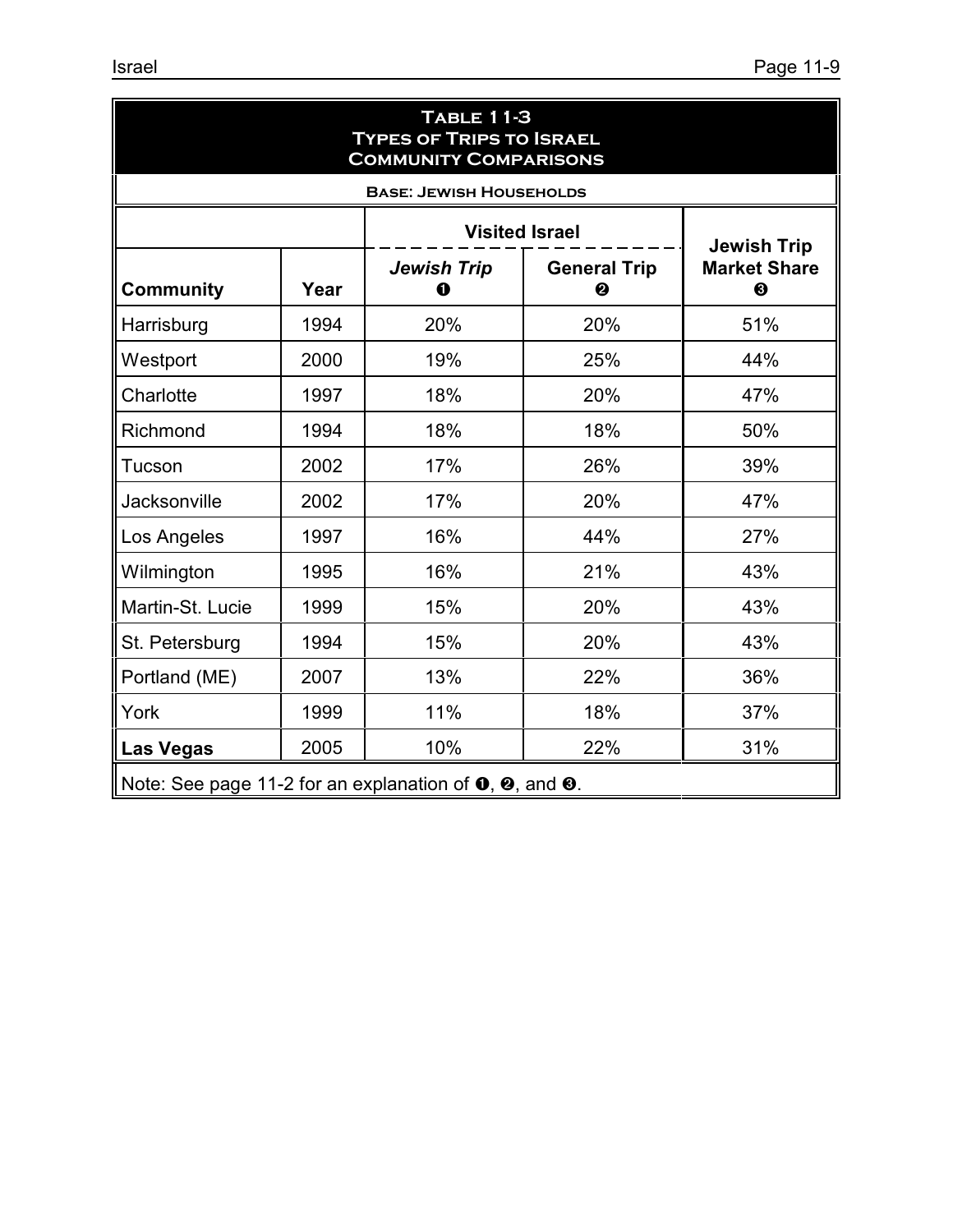**Table 11-3**
**Types of Trips to Israel**
**Community Comparisons**

**Base: Jewish Households**

| | | Visited Israel | | Jewish Trip Market Share ❸ |
|---|---|---|---|---|
| **Community** | **Year** | ***Jewish Trip*** ❶ | **General Trip** ❷ | |
| Harrisburg | 1994 | 20% | 20% | 51% |
| Westport | 2000 | 19% | 25% | 44% |
| Charlotte | 1997 | 18% | 20% | 47% |
| Richmond | 1994 | 18% | 18% | 50% |
| Tucson | 2002 | 17% | 26% | 39% |
| Jacksonville | 2002 | 17% | 20% | 47% |
| Los Angeles | 1997 | 16% | 44% | 27% |
| Wilmington | 1995 | 16% | 21% | 43% |
| Martin-St. Lucie | 1999 | 15% | 20% | 43% |
| St. Petersburg | 1994 | 15% | 20% | 43% |
| Portland (ME) | 2007 | 13% | 22% | 36% |
| York | 1999 | 11% | 18% | 37% |
| **Las Vegas** | 2005 | 10% | 22% | 31% |

Note: See page 11-2 for an explanation of ❶, ❷, and ❸.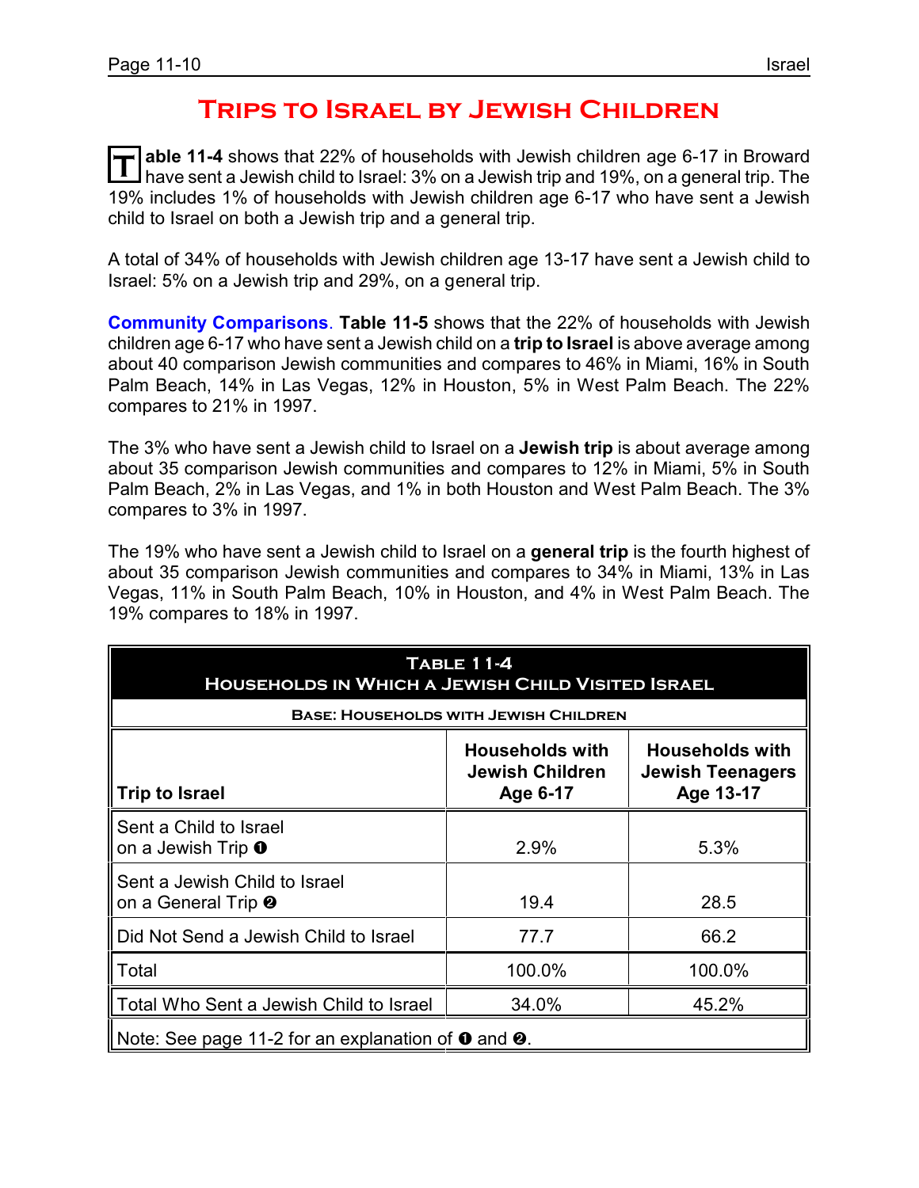# Trips to Israel by Jewish Children

**Table 11-4** shows that 22% of households with Jewish children age 6-17 in Broward have sent a Jewish child to Israel: 3% on a Jewish trip and 19%, on a general trip. The 19% includes 1% of households with Jewish children age 6-17 who have sent a Jewish child to Israel on both a Jewish trip and a general trip.

A total of 34% of households with Jewish children age 13-17 have sent a Jewish child to Israel: 5% on a Jewish trip and 29%, on a general trip.

**Community Comparisons**. **Table 11-5** shows that the 22% of households with Jewish children age 6-17 who have sent a Jewish child on a **trip to Israel** is above average among about 40 comparison Jewish communities and compares to 46% in Miami, 16% in South Palm Beach, 14% in Las Vegas, 12% in Houston, 5% in West Palm Beach. The 22% compares to 21% in 1997.

The 3% who have sent a Jewish child to Israel on a **Jewish trip** is about average among about 35 comparison Jewish communities and compares to 12% in Miami, 5% in South Palm Beach, 2% in Las Vegas, and 1% in both Houston and West Palm Beach. The 3% compares to 3% in 1997.

The 19% who have sent a Jewish child to Israel on a **general trip** is the fourth highest of about 35 comparison Jewish communities and compares to 34% in Miami, 13% in Las Vegas, 11% in South Palm Beach, 10% in Houston, and 4% in West Palm Beach. The 19% compares to 18% in 1997.

**Table 11-4**
**Households in Which a Jewish Child Visited Israel**
**Base: Households with Jewish Children**

| Trip to Israel | Households with Jewish Children Age 6-17 | Households with Jewish Teenagers Age 13-17 |
|---|---|---|
| Sent a Child to Israel on a Jewish Trip ❶ | 2.9% | 5.3% |
| Sent a Jewish Child to Israel on a General Trip ❷ | 19.4 | 28.5 |
| Did Not Send a Jewish Child to Israel | 77.7 | 66.2 |
| Total | 100.0% | 100.0% |
| Total Who Sent a Jewish Child to Israel | 34.0% | 45.2% |

Note: See page 11-2 for an explanation of ❶ and ❷.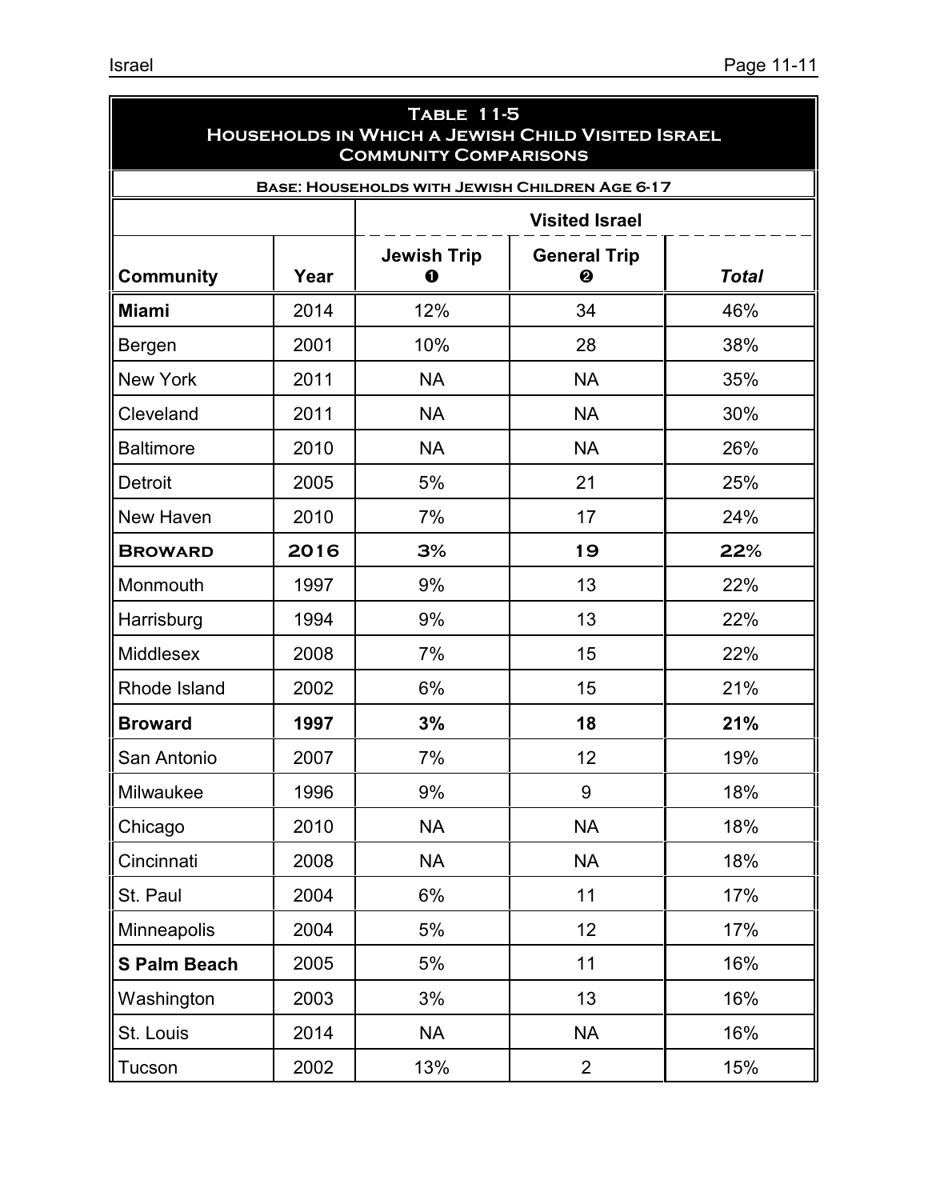**Table 11-5**
**Households in Which a Jewish Child Visited Israel**
**Community Comparisons**

| Base: Households with Jewish Children Age 6-17 | | | | |
|---|---|---|---|---|
| | | Visited Israel | | |
| **Community** | **Year** | **Jewish Trip ❶** | **General Trip ❷** | ***Total*** |
| **Miami** | 2014 | 12% | 34 | 46% |
| Bergen | 2001 | 10% | 28 | 38% |
| New York | 2011 | NA | NA | 35% |
| Cleveland | 2011 | NA | NA | 30% |
| Baltimore | 2010 | NA | NA | 26% |
| Detroit | 2005 | 5% | 21 | 25% |
| New Haven | 2010 | 7% | 17 | 24% |
| **Broward** | **2016** | **3%** | **19** | **22%** |
| Monmouth | 1997 | 9% | 13 | 22% |
| Harrisburg | 1994 | 9% | 13 | 22% |
| Middlesex | 2008 | 7% | 15 | 22% |
| Rhode Island | 2002 | 6% | 15 | 21% |
| **Broward** | **1997** | **3%** | **18** | **21%** |
| San Antonio | 2007 | 7% | 12 | 19% |
| Milwaukee | 1996 | 9% | 9 | 18% |
| Chicago | 2010 | NA | NA | 18% |
| Cincinnati | 2008 | NA | NA | 18% |
| St. Paul | 2004 | 6% | 11 | 17% |
| Minneapolis | 2004 | 5% | 12 | 17% |
| **S Palm Beach** | 2005 | 5% | 11 | 16% |
| Washington | 2003 | 3% | 13 | 16% |
| St. Louis | 2014 | NA | NA | 16% |
| Tucson | 2002 | 13% | 2 | 15% |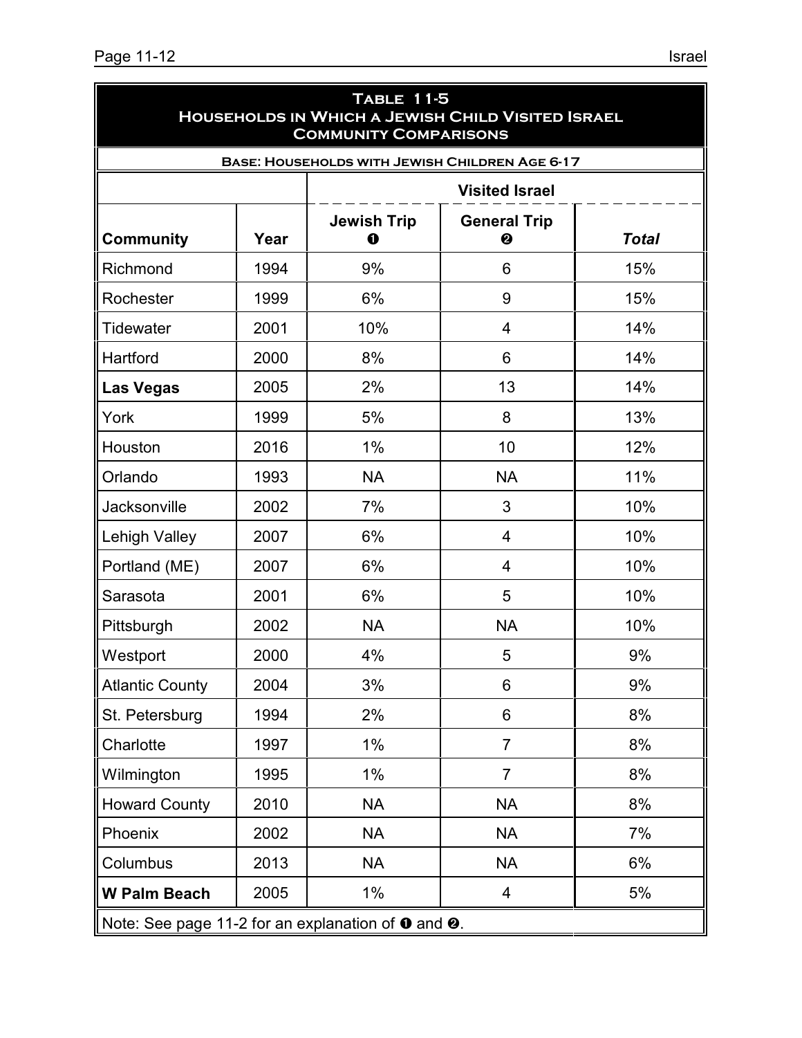## Table 11-5
## Households in Which a Jewish Child Visited Israel
## Community Comparisons

| Base: Households with Jewish Children Age 6-17 | | | | |
|---|---|---|---|---|
| | | Visited Israel | | |
| **Community** | **Year** | **Jewish Trip ❶** | **General Trip ❷** | ***Total*** |
| Richmond | 1994 | 9% | 6 | 15% |
| Rochester | 1999 | 6% | 9 | 15% |
| Tidewater | 2001 | 10% | 4 | 14% |
| Hartford | 2000 | 8% | 6 | 14% |
| **Las Vegas** | 2005 | 2% | 13 | 14% |
| York | 1999 | 5% | 8 | 13% |
| Houston | 2016 | 1% | 10 | 12% |
| Orlando | 1993 | NA | NA | 11% |
| Jacksonville | 2002 | 7% | 3 | 10% |
| Lehigh Valley | 2007 | 6% | 4 | 10% |
| Portland (ME) | 2007 | 6% | 4 | 10% |
| Sarasota | 2001 | 6% | 5 | 10% |
| Pittsburgh | 2002 | NA | NA | 10% |
| Westport | 2000 | 4% | 5 | 9% |
| Atlantic County | 2004 | 3% | 6 | 9% |
| St. Petersburg | 1994 | 2% | 6 | 8% |
| Charlotte | 1997 | 1% | 7 | 8% |
| Wilmington | 1995 | 1% | 7 | 8% |
| Howard County | 2010 | NA | NA | 8% |
| Phoenix | 2002 | NA | NA | 7% |
| Columbus | 2013 | NA | NA | 6% |
| **W Palm Beach** | 2005 | 1% | 4 | 5% |

Note: See page 11-2 for an explanation of ❶ and ❷.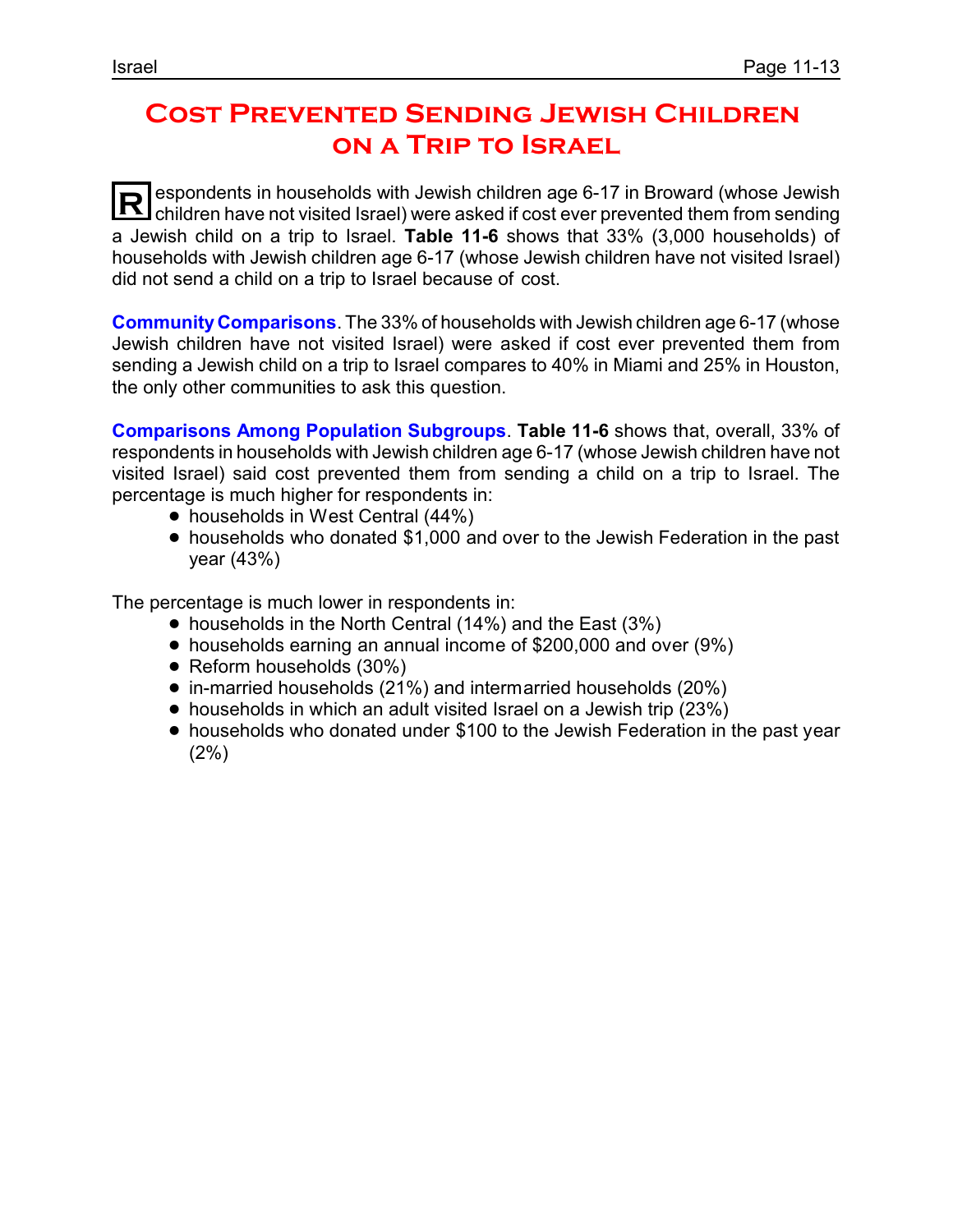# Cost Prevented Sending Jewish Children on a Trip to Israel

Respondents in households with Jewish children age 6-17 in Broward (whose Jewish children have not visited Israel) were asked if cost ever prevented them from sending a Jewish child on a trip to Israel. **Table 11-6** shows that 33% (3,000 households) of households with Jewish children age 6-17 (whose Jewish children have not visited Israel) did not send a child on a trip to Israel because of cost.

**Community Comparisons**. The 33% of households with Jewish children age 6-17 (whose Jewish children have not visited Israel) were asked if cost ever prevented them from sending a Jewish child on a trip to Israel compares to 40% in Miami and 25% in Houston, the only other communities to ask this question.

**Comparisons Among Population Subgroups**. **Table 11-6** shows that, overall, 33% of respondents in households with Jewish children age 6-17 (whose Jewish children have not visited Israel) said cost prevented them from sending a child on a trip to Israel. The percentage is much higher for respondents in:

- households in West Central (44%)
- households who donated $1,000 and over to the Jewish Federation in the past year (43%)

The percentage is much lower in respondents in:

- households in the North Central (14%) and the East (3%)
- households earning an annual income of $200,000 and over (9%)
- Reform households (30%)
- in-married households (21%) and intermarried households (20%)
- households in which an adult visited Israel on a Jewish trip (23%)
- households who donated under $100 to the Jewish Federation in the past year (2%)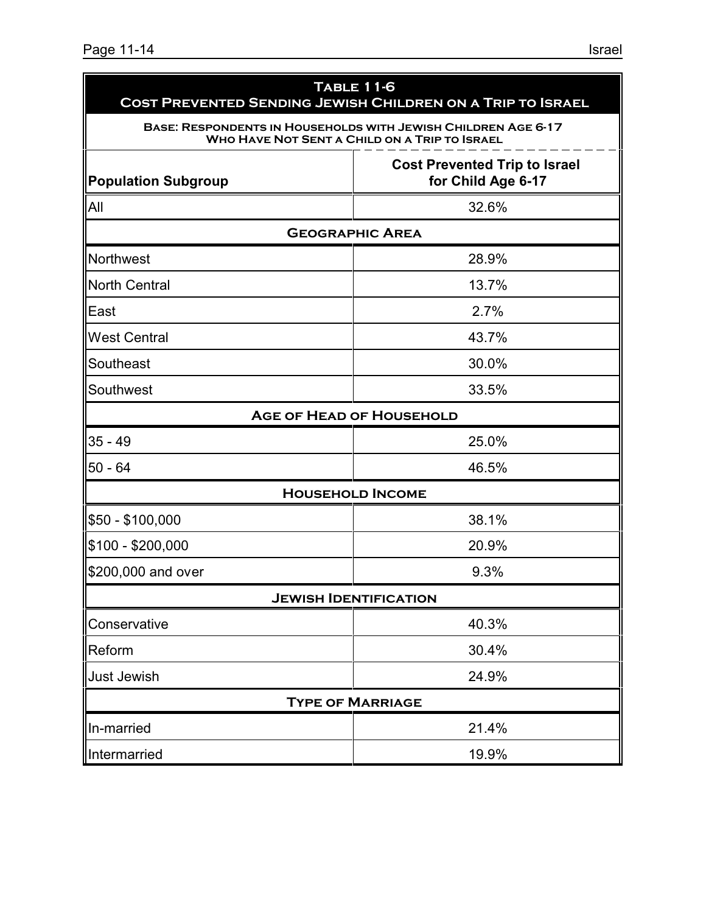| Table 11-6<br>Cost Prevented Sending Jewish Children on a Trip to Israel | |
|---|---|
| Base: Respondents in Households with Jewish Children Age 6-17 Who Have Not Sent a Child on a Trip to Israel | |
| **Population Subgroup** | **Cost Prevented Trip to Israel for Child Age 6-17** |
| All | 32.6% |
| **Geographic Area** | |
| Northwest | 28.9% |
| North Central | 13.7% |
| East | 2.7% |
| West Central | 43.7% |
| Southeast | 30.0% |
| Southwest | 33.5% |
| **Age of Head of Household** | |
| 35 - 49 | 25.0% |
| 50 - 64 | 46.5% |
| **Household Income** | |
| $50 - $100,000 | 38.1% |
| $100 - $200,000 | 20.9% |
| $200,000 and over | 9.3% |
| **Jewish Identification** | |
| Conservative | 40.3% |
| Reform | 30.4% |
| Just Jewish | 24.9% |
| **Type of Marriage** | |
| In-married | 21.4% |
| Intermarried | 19.9% |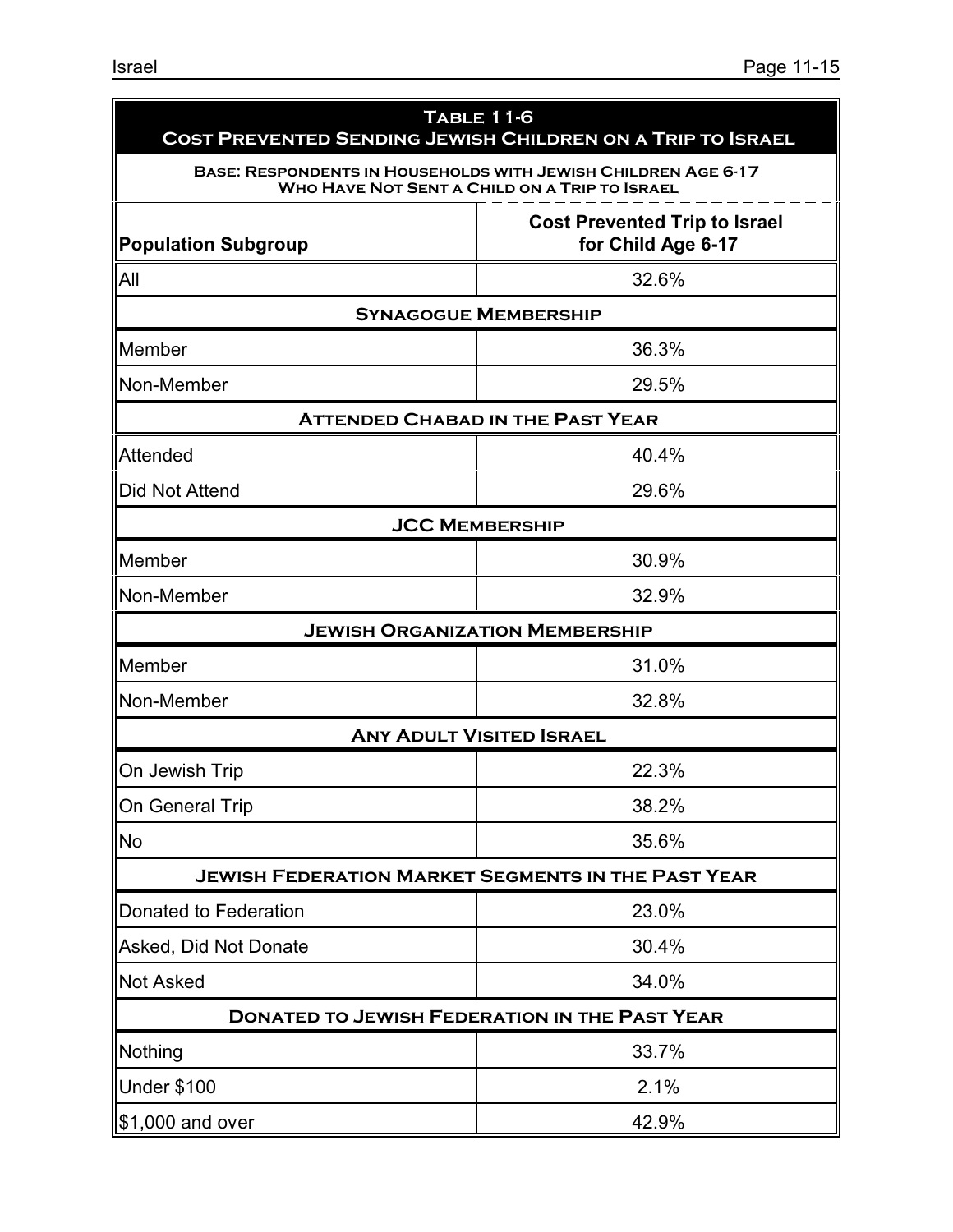## Table 11-6
## Cost Prevented Sending Jewish Children on a Trip to Israel

**Base: Respondents in Households with Jewish Children Age 6-17 Who Have Not Sent a Child on a Trip to Israel**

| Population Subgroup | Cost Prevented Trip to Israel for Child Age 6-17 |
|---|---|
| All | 32.6% |
| **Synagogue Membership** | |
| Member | 36.3% |
| Non-Member | 29.5% |
| **Attended Chabad in the Past Year** | |
| Attended | 40.4% |
| Did Not Attend | 29.6% |
| **JCC Membership** | |
| Member | 30.9% |
| Non-Member | 32.9% |
| **Jewish Organization Membership** | |
| Member | 31.0% |
| Non-Member | 32.8% |
| **Any Adult Visited Israel** | |
| On Jewish Trip | 22.3% |
| On General Trip | 38.2% |
| No | 35.6% |
| **Jewish Federation Market Segments in the Past Year** | |
| Donated to Federation | 23.0% |
| Asked, Did Not Donate | 30.4% |
| Not Asked | 34.0% |
| **Donated to Jewish Federation in the Past Year** | |
| Nothing | 33.7% |
| Under $100 | 2.1% |
| $1,000 and over | 42.9% |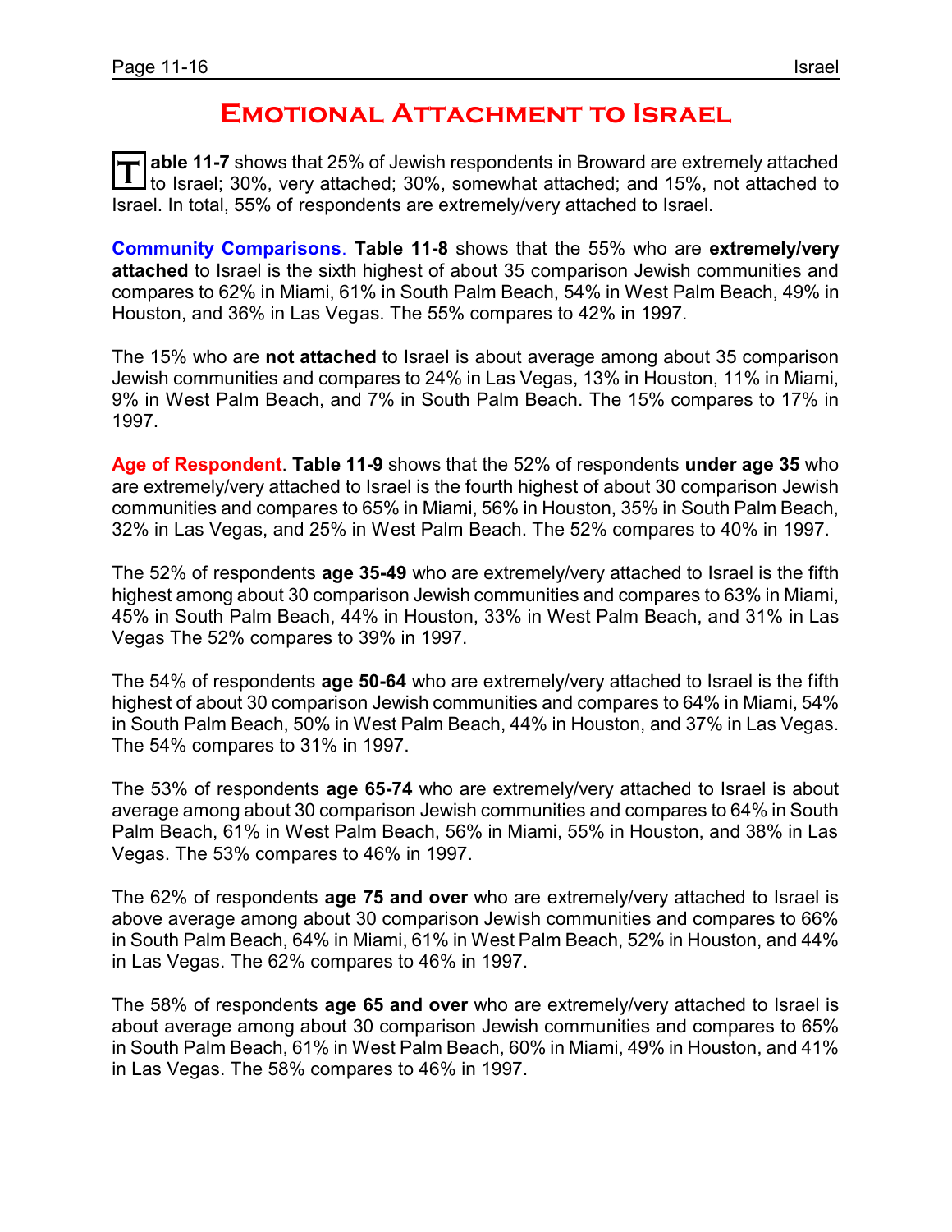# Emotional Attachment to Israel

**Table 11-7** shows that 25% of Jewish respondents in Broward are extremely attached to Israel; 30%, very attached; 30%, somewhat attached; and 15%, not attached to Israel. In total, 55% of respondents are extremely/very attached to Israel.

**Community Comparisons**. **Table 11-8** shows that the 55% who are **extremely/very attached** to Israel is the sixth highest of about 35 comparison Jewish communities and compares to 62% in Miami, 61% in South Palm Beach, 54% in West Palm Beach, 49% in Houston, and 36% in Las Vegas. The 55% compares to 42% in 1997.

The 15% who are **not attached** to Israel is about average among about 35 comparison Jewish communities and compares to 24% in Las Vegas, 13% in Houston, 11% in Miami, 9% in West Palm Beach, and 7% in South Palm Beach. The 15% compares to 17% in 1997.

**Age of Respondent**. **Table 11-9** shows that the 52% of respondents **under age 35** who are extremely/very attached to Israel is the fourth highest of about 30 comparison Jewish communities and compares to 65% in Miami, 56% in Houston, 35% in South Palm Beach, 32% in Las Vegas, and 25% in West Palm Beach. The 52% compares to 40% in 1997.

The 52% of respondents **age 35-49** who are extremely/very attached to Israel is the fifth highest among about 30 comparison Jewish communities and compares to 63% in Miami, 45% in South Palm Beach, 44% in Houston, 33% in West Palm Beach, and 31% in Las Vegas The 52% compares to 39% in 1997.

The 54% of respondents **age 50-64** who are extremely/very attached to Israel is the fifth highest of about 30 comparison Jewish communities and compares to 64% in Miami, 54% in South Palm Beach, 50% in West Palm Beach, 44% in Houston, and 37% in Las Vegas. The 54% compares to 31% in 1997.

The 53% of respondents **age 65-74** who are extremely/very attached to Israel is about average among about 30 comparison Jewish communities and compares to 64% in South Palm Beach, 61% in West Palm Beach, 56% in Miami, 55% in Houston, and 38% in Las Vegas. The 53% compares to 46% in 1997.

The 62% of respondents **age 75 and over** who are extremely/very attached to Israel is above average among about 30 comparison Jewish communities and compares to 66% in South Palm Beach, 64% in Miami, 61% in West Palm Beach, 52% in Houston, and 44% in Las Vegas. The 62% compares to 46% in 1997.

The 58% of respondents **age 65 and over** who are extremely/very attached to Israel is about average among about 30 comparison Jewish communities and compares to 65% in South Palm Beach, 61% in West Palm Beach, 60% in Miami, 49% in Houston, and 41% in Las Vegas. The 58% compares to 46% in 1997.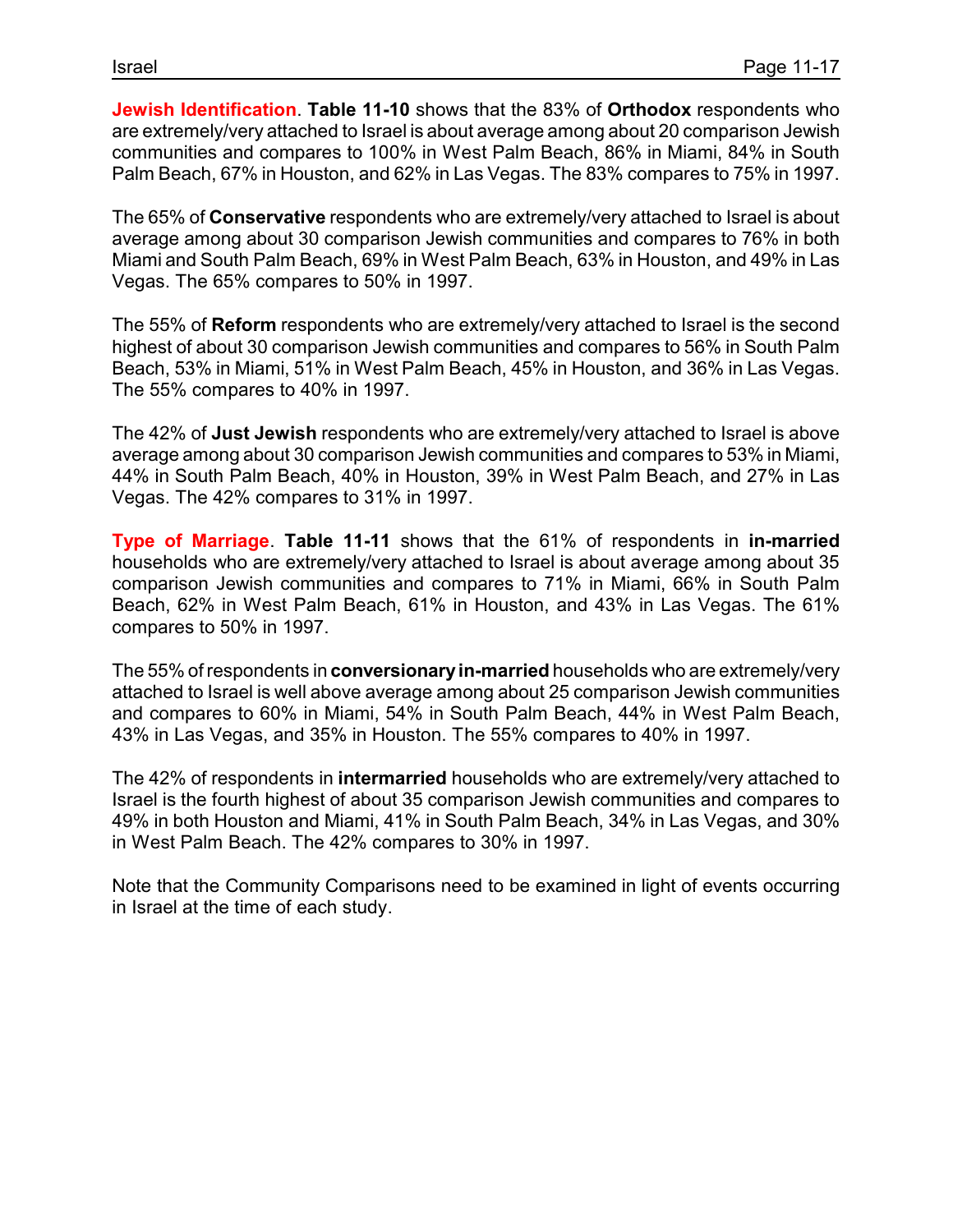**Jewish Identification**. **Table 11-10** shows that the 83% of **Orthodox** respondents who are extremely/very attached to Israel is about average among about 20 comparison Jewish communities and compares to 100% in West Palm Beach, 86% in Miami, 84% in South Palm Beach, 67% in Houston, and 62% in Las Vegas. The 83% compares to 75% in 1997.

The 65% of **Conservative** respondents who are extremely/very attached to Israel is about average among about 30 comparison Jewish communities and compares to 76% in both Miami and South Palm Beach, 69% in West Palm Beach, 63% in Houston, and 49% in Las Vegas. The 65% compares to 50% in 1997.

The 55% of **Reform** respondents who are extremely/very attached to Israel is the second highest of about 30 comparison Jewish communities and compares to 56% in South Palm Beach, 53% in Miami, 51% in West Palm Beach, 45% in Houston, and 36% in Las Vegas. The 55% compares to 40% in 1997.

The 42% of **Just Jewish** respondents who are extremely/very attached to Israel is above average among about 30 comparison Jewish communities and compares to 53% in Miami, 44% in South Palm Beach, 40% in Houston, 39% in West Palm Beach, and 27% in Las Vegas. The 42% compares to 31% in 1997.

**Type of Marriage**. **Table 11-11** shows that the 61% of respondents in **in-married** households who are extremely/very attached to Israel is about average among about 35 comparison Jewish communities and compares to 71% in Miami, 66% in South Palm Beach, 62% in West Palm Beach, 61% in Houston, and 43% in Las Vegas. The 61% compares to 50% in 1997.

The 55% of respondents in **conversionary in-married** households who are extremely/very attached to Israel is well above average among about 25 comparison Jewish communities and compares to 60% in Miami, 54% in South Palm Beach, 44% in West Palm Beach, 43% in Las Vegas, and 35% in Houston. The 55% compares to 40% in 1997.

The 42% of respondents in **intermarried** households who are extremely/very attached to Israel is the fourth highest of about 35 comparison Jewish communities and compares to 49% in both Houston and Miami, 41% in South Palm Beach, 34% in Las Vegas, and 30% in West Palm Beach. The 42% compares to 30% in 1997.

Note that the Community Comparisons need to be examined in light of events occurring in Israel at the time of each study.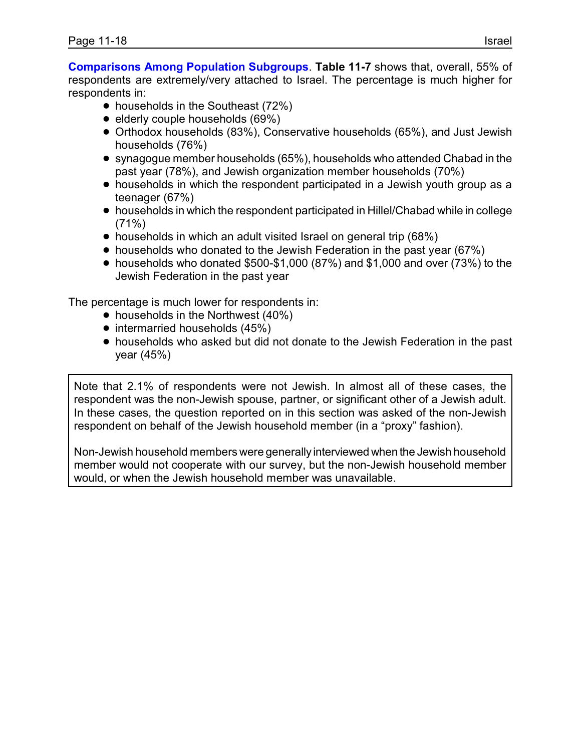**Comparisons Among Population Subgroups**. **Table 11-7** shows that, overall, 55% of respondents are extremely/very attached to Israel. The percentage is much higher for respondents in:

- households in the Southeast (72%)
- elderly couple households (69%)
- Orthodox households (83%), Conservative households (65%), and Just Jewish households (76%)
- synagogue member households (65%), households who attended Chabad in the past year (78%), and Jewish organization member households (70%)
- households in which the respondent participated in a Jewish youth group as a teenager (67%)
- households in which the respondent participated in Hillel/Chabad while in college (71%)
- households in which an adult visited Israel on general trip (68%)
- households who donated to the Jewish Federation in the past year (67%)
- households who donated $500-$1,000 (87%) and $1,000 and over (73%) to the Jewish Federation in the past year

The percentage is much lower for respondents in:

- households in the Northwest (40%)
- intermarried households (45%)
- households who asked but did not donate to the Jewish Federation in the past year (45%)

> Note that 2.1% of respondents were not Jewish. In almost all of these cases, the respondent was the non-Jewish spouse, partner, or significant other of a Jewish adult. In these cases, the question reported on in this section was asked of the non-Jewish respondent on behalf of the Jewish household member (in a "proxy" fashion).
>
> Non-Jewish household members were generally interviewed when the Jewish household member would not cooperate with our survey, but the non-Jewish household member would, or when the Jewish household member was unavailable.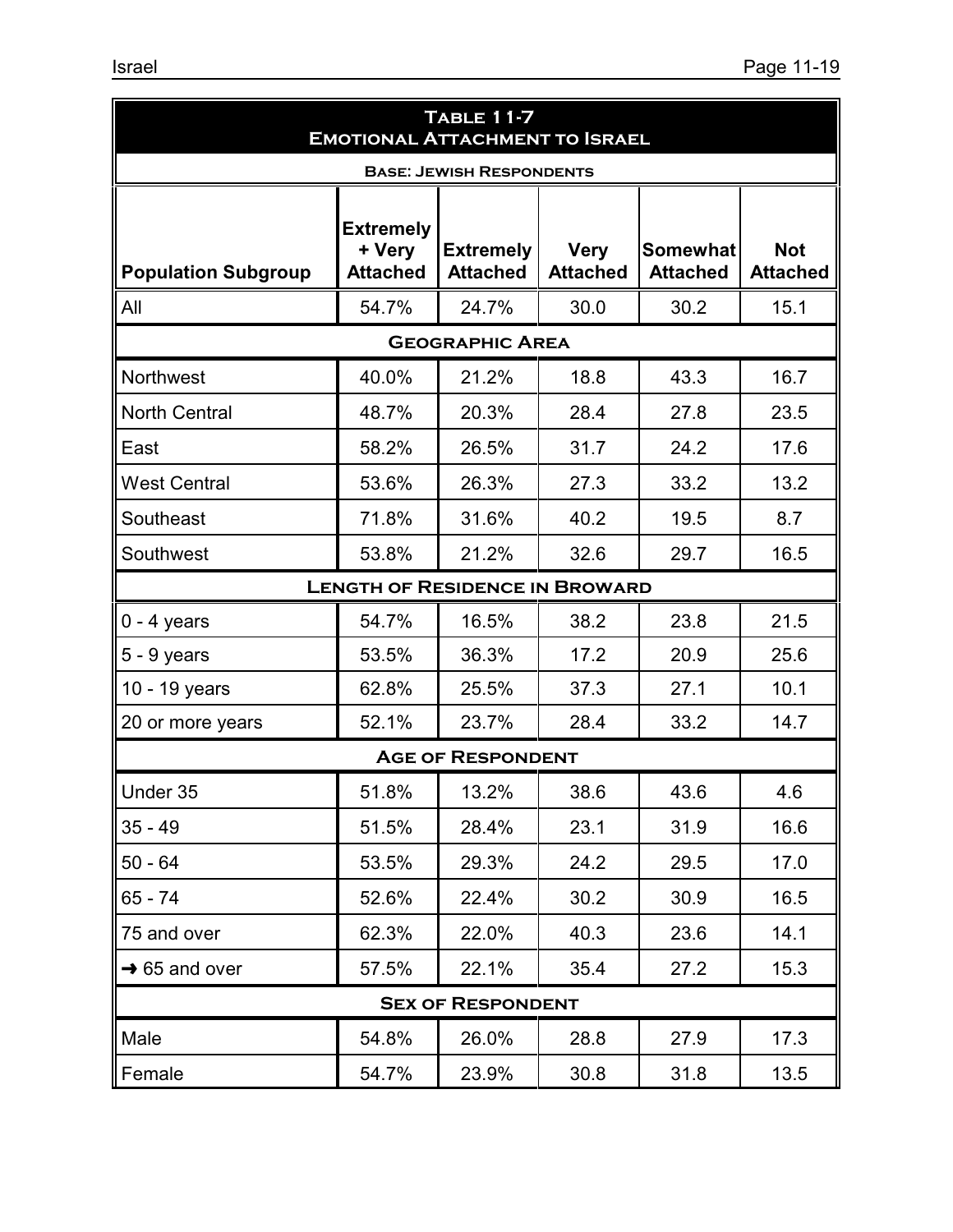| Table 11-7<br>Emotional Attachment to Israel | | | | | |
|---|---|---|---|---|---|
| Base: Jewish Respondents | | | | | |
| Population Subgroup | Extremely + Very Attached | Extremely Attached | Very Attached | Somewhat Attached | Not Attached |
| All | 54.7% | 24.7% | 30.0 | 30.2 | 15.1 |
| **Geographic Area** | | | | | |
| Northwest | 40.0% | 21.2% | 18.8 | 43.3 | 16.7 |
| North Central | 48.7% | 20.3% | 28.4 | 27.8 | 23.5 |
| East | 58.2% | 26.5% | 31.7 | 24.2 | 17.6 |
| West Central | 53.6% | 26.3% | 27.3 | 33.2 | 13.2 |
| Southeast | 71.8% | 31.6% | 40.2 | 19.5 | 8.7 |
| Southwest | 53.8% | 21.2% | 32.6 | 29.7 | 16.5 |
| **Length of Residence in Broward** | | | | | |
| 0 - 4 years | 54.7% | 16.5% | 38.2 | 23.8 | 21.5 |
| 5 - 9 years | 53.5% | 36.3% | 17.2 | 20.9 | 25.6 |
| 10 - 19 years | 62.8% | 25.5% | 37.3 | 27.1 | 10.1 |
| 20 or more years | 52.1% | 23.7% | 28.4 | 33.2 | 14.7 |
| **Age of Respondent** | | | | | |
| Under 35 | 51.8% | 13.2% | 38.6 | 43.6 | 4.6 |
| 35 - 49 | 51.5% | 28.4% | 23.1 | 31.9 | 16.6 |
| 50 - 64 | 53.5% | 29.3% | 24.2 | 29.5 | 17.0 |
| 65 - 74 | 52.6% | 22.4% | 30.2 | 30.9 | 16.5 |
| 75 and over | 62.3% | 22.0% | 40.3 | 23.6 | 14.1 |
| → 65 and over | 57.5% | 22.1% | 35.4 | 27.2 | 15.3 |
| **Sex of Respondent** | | | | | |
| Male | 54.8% | 26.0% | 28.8 | 27.9 | 17.3 |
| Female | 54.7% | 23.9% | 30.8 | 31.8 | 13.5 |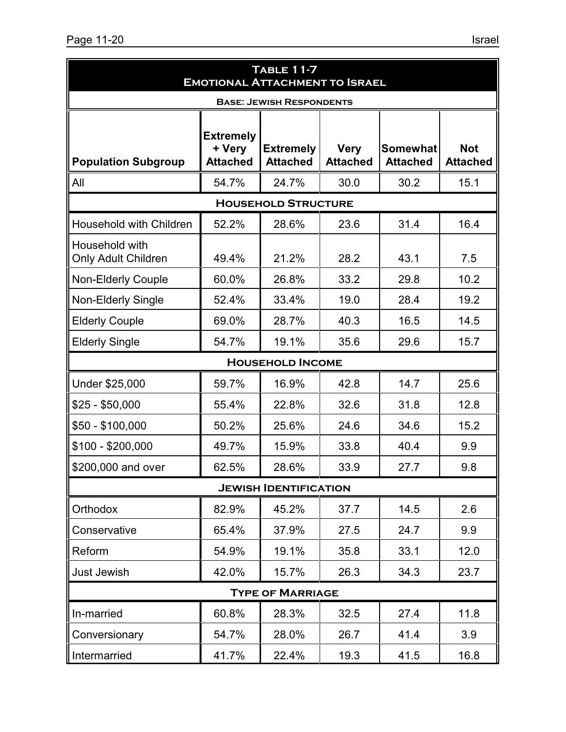## Table 11-7
## Emotional Attachment to Israel

**Base: Jewish Respondents**

| Population Subgroup | Extremely + Very Attached | Extremely Attached | Very Attached | Somewhat Attached | Not Attached |
|---|---|---|---|---|---|
| All | 54.7% | 24.7% | 30.0 | 30.2 | 15.1 |
| **Household Structure** | | | | | |
| Household with Children | 52.2% | 28.6% | 23.6 | 31.4 | 16.4 |
| Household with Only Adult Children | 49.4% | 21.2% | 28.2 | 43.1 | 7.5 |
| Non-Elderly Couple | 60.0% | 26.8% | 33.2 | 29.8 | 10.2 |
| Non-Elderly Single | 52.4% | 33.4% | 19.0 | 28.4 | 19.2 |
| Elderly Couple | 69.0% | 28.7% | 40.3 | 16.5 | 14.5 |
| Elderly Single | 54.7% | 19.1% | 35.6 | 29.6 | 15.7 |
| **Household Income** | | | | | |
| Under $25,000 | 59.7% | 16.9% | 42.8 | 14.7 | 25.6 |
| $25 - $50,000 | 55.4% | 22.8% | 32.6 | 31.8 | 12.8 |
| $50 - $100,000 | 50.2% | 25.6% | 24.6 | 34.6 | 15.2 |
| $100 - $200,000 | 49.7% | 15.9% | 33.8 | 40.4 | 9.9 |
| $200,000 and over | 62.5% | 28.6% | 33.9 | 27.7 | 9.8 |
| **Jewish Identification** | | | | | |
| Orthodox | 82.9% | 45.2% | 37.7 | 14.5 | 2.6 |
| Conservative | 65.4% | 37.9% | 27.5 | 24.7 | 9.9 |
| Reform | 54.9% | 19.1% | 35.8 | 33.1 | 12.0 |
| Just Jewish | 42.0% | 15.7% | 26.3 | 34.3 | 23.7 |
| **Type of Marriage** | | | | | |
| In-married | 60.8% | 28.3% | 32.5 | 27.4 | 11.8 |
| Conversionary | 54.7% | 28.0% | 26.7 | 41.4 | 3.9 |
| Intermarried | 41.7% | 22.4% | 19.3 | 41.5 | 16.8 |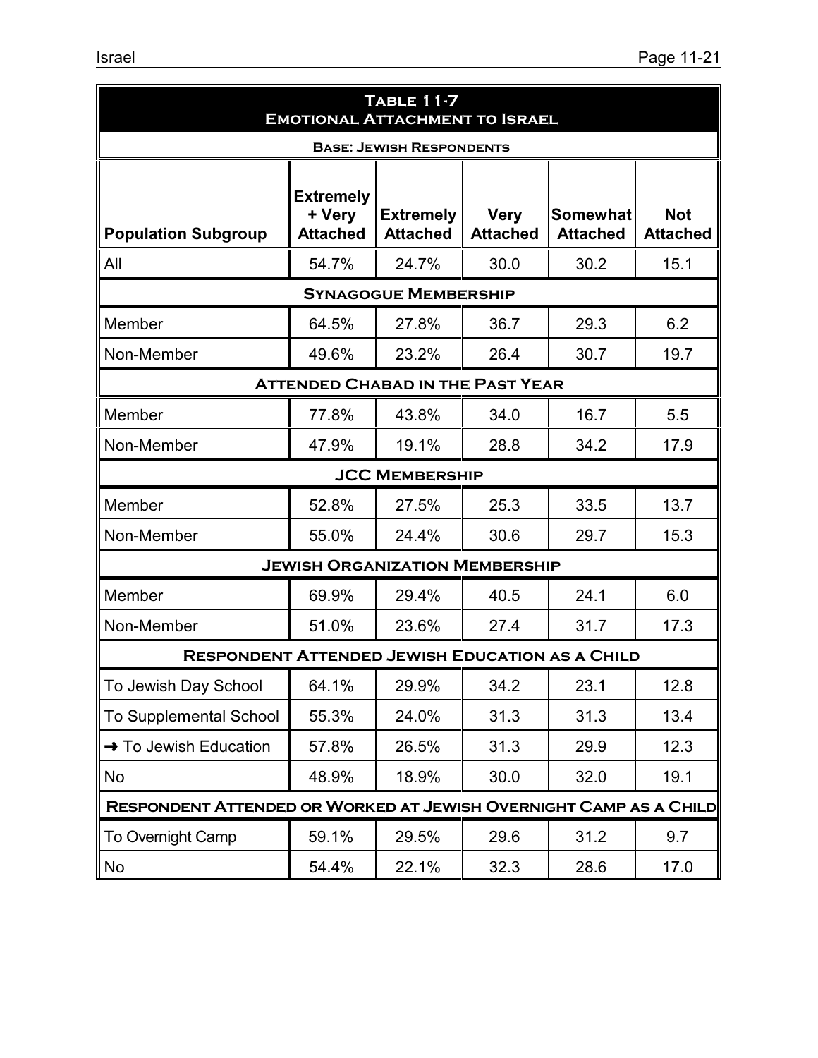| Table 11-7<br>Emotional Attachment to Israel | | | | | |
|---|---|---|---|---|---|
| Base: Jewish Respondents | | | | | |
| Population Subgroup | Extremely + Very Attached | Extremely Attached | Very Attached | Somewhat Attached | Not Attached |
| All | 54.7% | 24.7% | 30.0 | 30.2 | 15.1 |
| **Synagogue Membership** | | | | | |
| Member | 64.5% | 27.8% | 36.7 | 29.3 | 6.2 |
| Non-Member | 49.6% | 23.2% | 26.4 | 30.7 | 19.7 |
| **Attended Chabad in the Past Year** | | | | | |
| Member | 77.8% | 43.8% | 34.0 | 16.7 | 5.5 |
| Non-Member | 47.9% | 19.1% | 28.8 | 34.2 | 17.9 |
| **JCC Membership** | | | | | |
| Member | 52.8% | 27.5% | 25.3 | 33.5 | 13.7 |
| Non-Member | 55.0% | 24.4% | 30.6 | 29.7 | 15.3 |
| **Jewish Organization Membership** | | | | | |
| Member | 69.9% | 29.4% | 40.5 | 24.1 | 6.0 |
| Non-Member | 51.0% | 23.6% | 27.4 | 31.7 | 17.3 |
| **Respondent Attended Jewish Education as a Child** | | | | | |
| To Jewish Day School | 64.1% | 29.9% | 34.2 | 23.1 | 12.8 |
| To Supplemental School | 55.3% | 24.0% | 31.3 | 31.3 | 13.4 |
| ➜ To Jewish Education | 57.8% | 26.5% | 31.3 | 29.9 | 12.3 |
| No | 48.9% | 18.9% | 30.0 | 32.0 | 19.1 |
| **Respondent Attended or Worked at Jewish Overnight Camp as a Child** | | | | | |
| To Overnight Camp | 59.1% | 29.5% | 29.6 | 31.2 | 9.7 |
| No | 54.4% | 22.1% | 32.3 | 28.6 | 17.0 |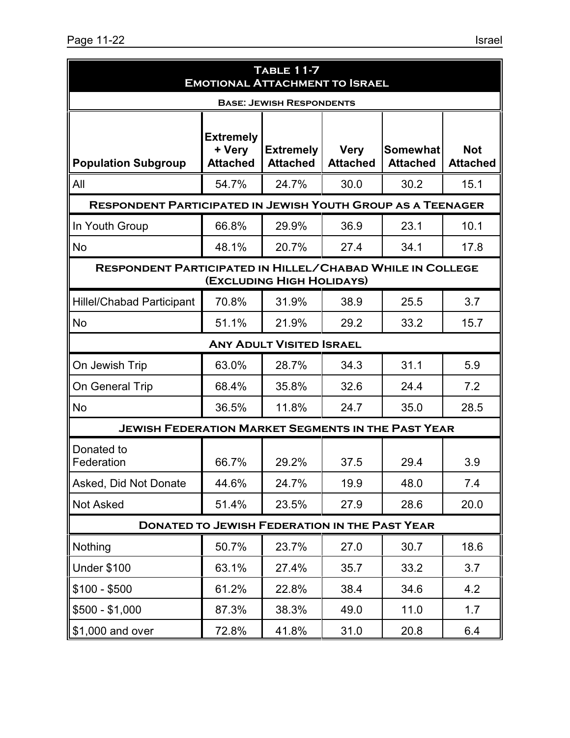| **Table 11-7**<br>**Emotional Attachment to Israel** | | | | | |
|---|---|---|---|---|---|
| **Base: Jewish Respondents** | | | | | |
| **Population Subgroup** | **Extremely + Very Attached** | **Extremely Attached** | **Very Attached** | **Somewhat Attached** | **Not Attached** |
| All | 54.7% | 24.7% | 30.0 | 30.2 | 15.1 |
| **Respondent Participated in Jewish Youth Group as a Teenager** | | | | | |
| In Youth Group | 66.8% | 29.9% | 36.9 | 23.1 | 10.1 |
| No | 48.1% | 20.7% | 27.4 | 34.1 | 17.8 |
| **Respondent Participated in Hillel/Chabad While in College (Excluding High Holidays)** | | | | | |
| Hillel/Chabad Participant | 70.8% | 31.9% | 38.9 | 25.5 | 3.7 |
| No | 51.1% | 21.9% | 29.2 | 33.2 | 15.7 |
| **Any Adult Visited Israel** | | | | | |
| On Jewish Trip | 63.0% | 28.7% | 34.3 | 31.1 | 5.9 |
| On General Trip | 68.4% | 35.8% | 32.6 | 24.4 | 7.2 |
| No | 36.5% | 11.8% | 24.7 | 35.0 | 28.5 |
| **Jewish Federation Market Segments in the Past Year** | | | | | |
| Donated to Federation | 66.7% | 29.2% | 37.5 | 29.4 | 3.9 |
| Asked, Did Not Donate | 44.6% | 24.7% | 19.9 | 48.0 | 7.4 |
| Not Asked | 51.4% | 23.5% | 27.9 | 28.6 | 20.0 |
| **Donated to Jewish Federation in the Past Year** | | | | | |
| Nothing | 50.7% | 23.7% | 27.0 | 30.7 | 18.6 |
| Under $100 | 63.1% | 27.4% | 35.7 | 33.2 | 3.7 |
| $100 - $500 | 61.2% | 22.8% | 38.4 | 34.6 | 4.2 |
| $500 - $1,000 | 87.3% | 38.3% | 49.0 | 11.0 | 1.7 |
| $1,000 and over | 72.8% | 41.8% | 31.0 | 20.8 | 6.4 |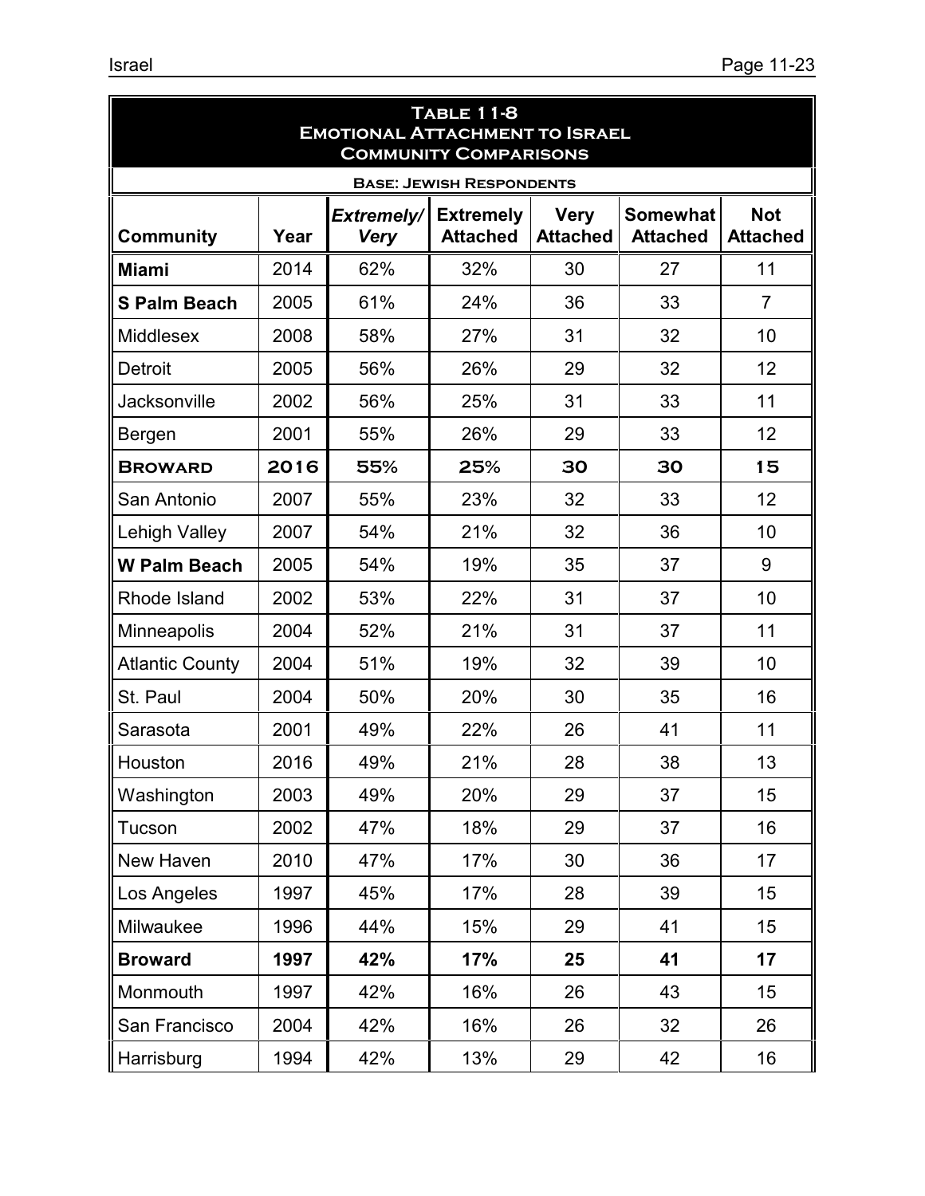**Table 11-8**
**Emotional Attachment to Israel**
**Community Comparisons**

**Base: Jewish Respondents**

| Community | Year | *Extremely/ Very* | Extremely Attached | Very Attached | Somewhat Attached | Not Attached |
|---|---|---|---|---|---|---|
| **Miami** | 2014 | 62% | 32% | 30 | 27 | 11 |
| **S Palm Beach** | 2005 | 61% | 24% | 36 | 33 | 7 |
| Middlesex | 2008 | 58% | 27% | 31 | 32 | 10 |
| Detroit | 2005 | 56% | 26% | 29 | 32 | 12 |
| Jacksonville | 2002 | 56% | 25% | 31 | 33 | 11 |
| Bergen | 2001 | 55% | 26% | 29 | 33 | 12 |
| **BROWARD** | **2016** | **55%** | **25%** | **30** | **30** | **15** |
| San Antonio | 2007 | 55% | 23% | 32 | 33 | 12 |
| Lehigh Valley | 2007 | 54% | 21% | 32 | 36 | 10 |
| **W Palm Beach** | 2005 | 54% | 19% | 35 | 37 | 9 |
| Rhode Island | 2002 | 53% | 22% | 31 | 37 | 10 |
| Minneapolis | 2004 | 52% | 21% | 31 | 37 | 11 |
| Atlantic County | 2004 | 51% | 19% | 32 | 39 | 10 |
| St. Paul | 2004 | 50% | 20% | 30 | 35 | 16 |
| Sarasota | 2001 | 49% | 22% | 26 | 41 | 11 |
| Houston | 2016 | 49% | 21% | 28 | 38 | 13 |
| Washington | 2003 | 49% | 20% | 29 | 37 | 15 |
| Tucson | 2002 | 47% | 18% | 29 | 37 | 16 |
| New Haven | 2010 | 47% | 17% | 30 | 36 | 17 |
| Los Angeles | 1997 | 45% | 17% | 28 | 39 | 15 |
| Milwaukee | 1996 | 44% | 15% | 29 | 41 | 15 |
| **Broward** | **1997** | **42%** | **17%** | **25** | **41** | **17** |
| Monmouth | 1997 | 42% | 16% | 26 | 43 | 15 |
| San Francisco | 2004 | 42% | 16% | 26 | 32 | 26 |
| Harrisburg | 1994 | 42% | 13% | 29 | 42 | 16 |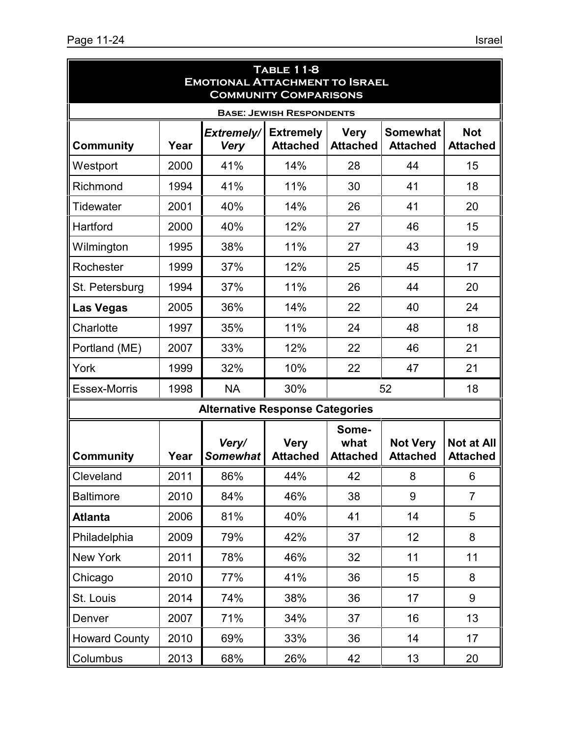**Table 11-8**
**Emotional Attachment to Israel**
**Community Comparisons**

**Base: Jewish Respondents**

| Community | Year | *Extremely/ Very* | Extremely Attached | Very Attached | Somewhat Attached | Not Attached |
|---|---|---|---|---|---|---|
| Westport | 2000 | 41% | 14% | 28 | 44 | 15 |
| Richmond | 1994 | 41% | 11% | 30 | 41 | 18 |
| Tidewater | 2001 | 40% | 14% | 26 | 41 | 20 |
| Hartford | 2000 | 40% | 12% | 27 | 46 | 15 |
| Wilmington | 1995 | 38% | 11% | 27 | 43 | 19 |
| Rochester | 1999 | 37% | 12% | 25 | 45 | 17 |
| St. Petersburg | 1994 | 37% | 11% | 26 | 44 | 20 |
| **Las Vegas** | 2005 | 36% | 14% | 22 | 40 | 24 |
| Charlotte | 1997 | 35% | 11% | 24 | 48 | 18 |
| Portland (ME) | 2007 | 33% | 12% | 22 | 46 | 21 |
| York | 1999 | 32% | 10% | 22 | 47 | 21 |
| Essex-Morris | 1998 | NA | 30% | 52 | | 18 |
| **Alternative Response Categories** | | | | | | |
| **Community** | **Year** | ***Very/ Somewhat*** | **Very Attached** | **Somewhat Attached** | **Not Very Attached** | **Not at All Attached** |
| Cleveland | 2011 | 86% | 44% | 42 | 8 | 6 |
| Baltimore | 2010 | 84% | 46% | 38 | 9 | 7 |
| **Atlanta** | 2006 | 81% | 40% | 41 | 14 | 5 |
| Philadelphia | 2009 | 79% | 42% | 37 | 12 | 8 |
| New York | 2011 | 78% | 46% | 32 | 11 | 11 |
| Chicago | 2010 | 77% | 41% | 36 | 15 | 8 |
| St. Louis | 2014 | 74% | 38% | 36 | 17 | 9 |
| Denver | 2007 | 71% | 34% | 37 | 16 | 13 |
| Howard County | 2010 | 69% | 33% | 36 | 14 | 17 |
| Columbus | 2013 | 68% | 26% | 42 | 13 | 20 |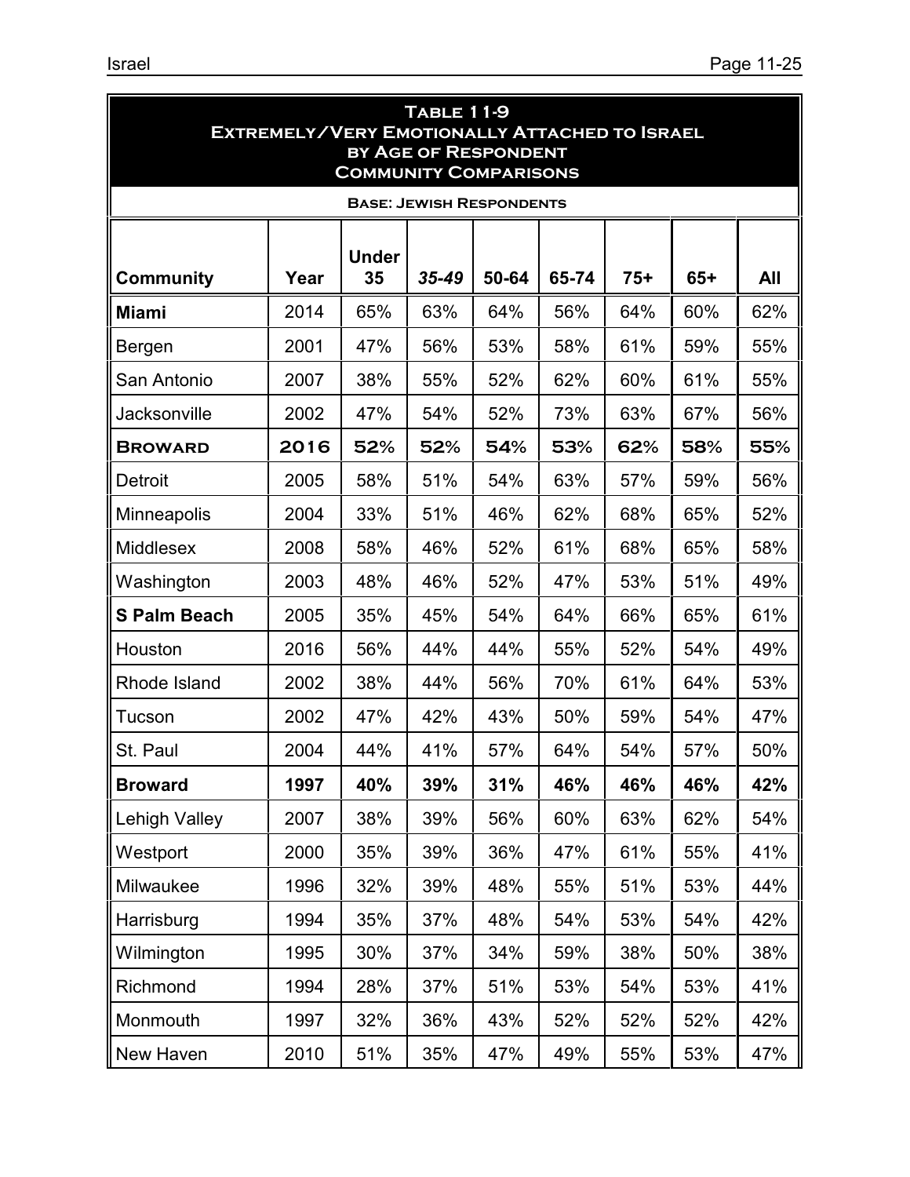**Table 11-9**
**Extremely/Very Emotionally Attached to Israel**
**by Age of Respondent**
**Community Comparisons**

**Base: Jewish Respondents**

| Community | Year | Under 35 | *35-49* | 50-64 | 65-74 | 75+ | 65+ | All |
|---|---|---|---|---|---|---|---|---|
| **Miami** | 2014 | 65% | 63% | 64% | 56% | 64% | 60% | 62% |
| Bergen | 2001 | 47% | 56% | 53% | 58% | 61% | 59% | 55% |
| San Antonio | 2007 | 38% | 55% | 52% | 62% | 60% | 61% | 55% |
| Jacksonville | 2002 | 47% | 54% | 52% | 73% | 63% | 67% | 56% |
| **Broward** | **2016** | **52%** | **52%** | **54%** | **53%** | **62%** | **58%** | **55%** |
| Detroit | 2005 | 58% | 51% | 54% | 63% | 57% | 59% | 56% |
| Minneapolis | 2004 | 33% | 51% | 46% | 62% | 68% | 65% | 52% |
| Middlesex | 2008 | 58% | 46% | 52% | 61% | 68% | 65% | 58% |
| Washington | 2003 | 48% | 46% | 52% | 47% | 53% | 51% | 49% |
| **S Palm Beach** | 2005 | 35% | 45% | 54% | 64% | 66% | 65% | 61% |
| Houston | 2016 | 56% | 44% | 44% | 55% | 52% | 54% | 49% |
| Rhode Island | 2002 | 38% | 44% | 56% | 70% | 61% | 64% | 53% |
| Tucson | 2002 | 47% | 42% | 43% | 50% | 59% | 54% | 47% |
| St. Paul | 2004 | 44% | 41% | 57% | 64% | 54% | 57% | 50% |
| **Broward** | **1997** | **40%** | **39%** | **31%** | **46%** | **46%** | **46%** | **42%** |
| Lehigh Valley | 2007 | 38% | 39% | 56% | 60% | 63% | 62% | 54% |
| Westport | 2000 | 35% | 39% | 36% | 47% | 61% | 55% | 41% |
| Milwaukee | 1996 | 32% | 39% | 48% | 55% | 51% | 53% | 44% |
| Harrisburg | 1994 | 35% | 37% | 48% | 54% | 53% | 54% | 42% |
| Wilmington | 1995 | 30% | 37% | 34% | 59% | 38% | 50% | 38% |
| Richmond | 1994 | 28% | 37% | 51% | 53% | 54% | 53% | 41% |
| Monmouth | 1997 | 32% | 36% | 43% | 52% | 52% | 52% | 42% |
| New Haven | 2010 | 51% | 35% | 47% | 49% | 55% | 53% | 47% |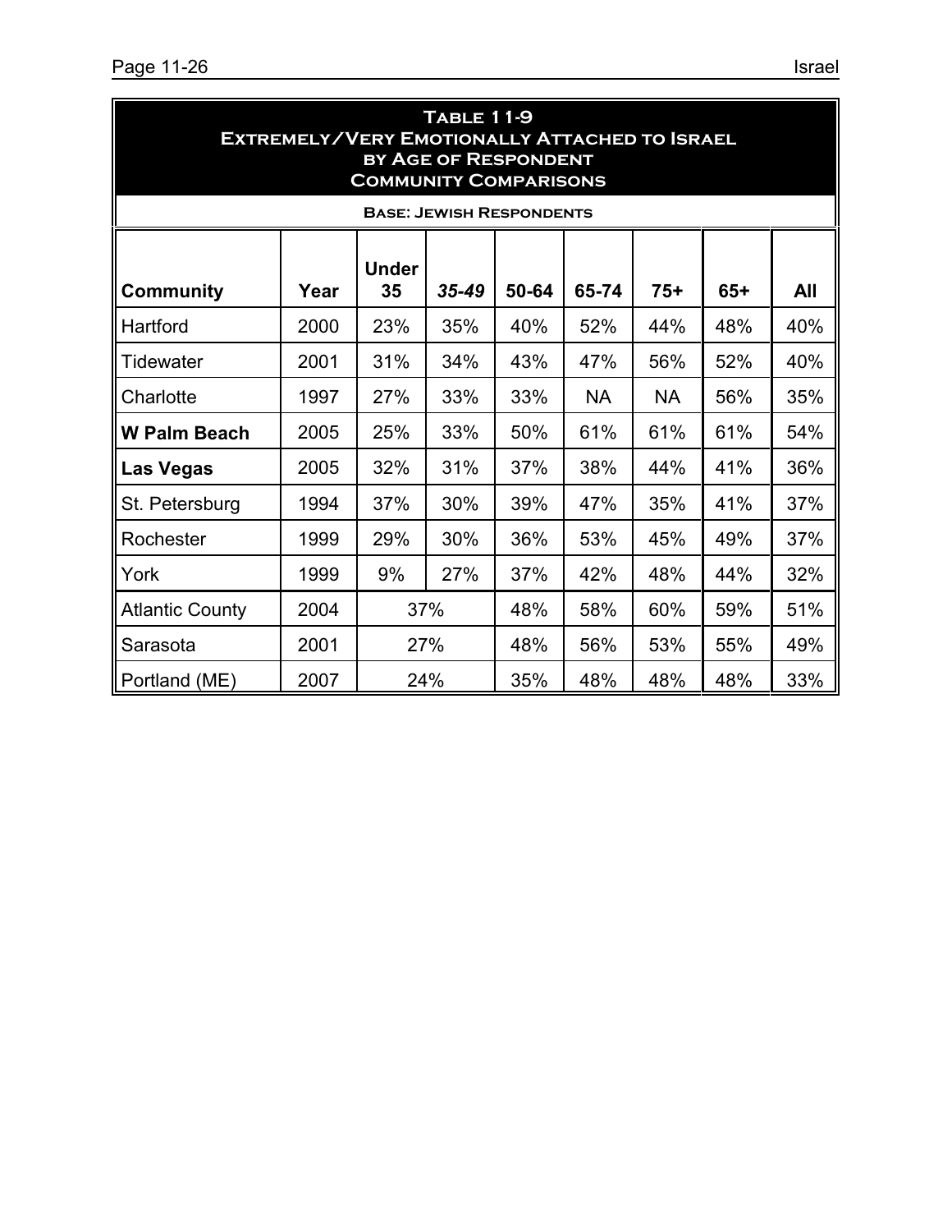## Table 11-9
## Extremely/Very Emotionally Attached to Israel by Age of Respondent
## Community Comparisons

**Base: Jewish Respondents**

| Community | Year | Under 35 | *35-49* | 50-64 | 65-74 | 75+ | 65+ | All |
|---|---|---|---|---|---|---|---|---|
| Hartford | 2000 | 23% | 35% | 40% | 52% | 44% | 48% | 40% |
| Tidewater | 2001 | 31% | 34% | 43% | 47% | 56% | 52% | 40% |
| Charlotte | 1997 | 27% | 33% | 33% | NA | NA | 56% | 35% |
| **W Palm Beach** | 2005 | 25% | 33% | 50% | 61% | 61% | 61% | 54% |
| **Las Vegas** | 2005 | 32% | 31% | 37% | 38% | 44% | 41% | 36% |
| St. Petersburg | 1994 | 37% | 30% | 39% | 47% | 35% | 41% | 37% |
| Rochester | 1999 | 29% | 30% | 36% | 53% | 45% | 49% | 37% |
| York | 1999 | 9% | 27% | 37% | 42% | 48% | 44% | 32% |
| Atlantic County | 2004 | 37% | | 48% | 58% | 60% | 59% | 51% |
| Sarasota | 2001 | 27% | | 48% | 56% | 53% | 55% | 49% |
| Portland (ME) | 2007 | 24% | | 35% | 48% | 48% | 48% | 33% |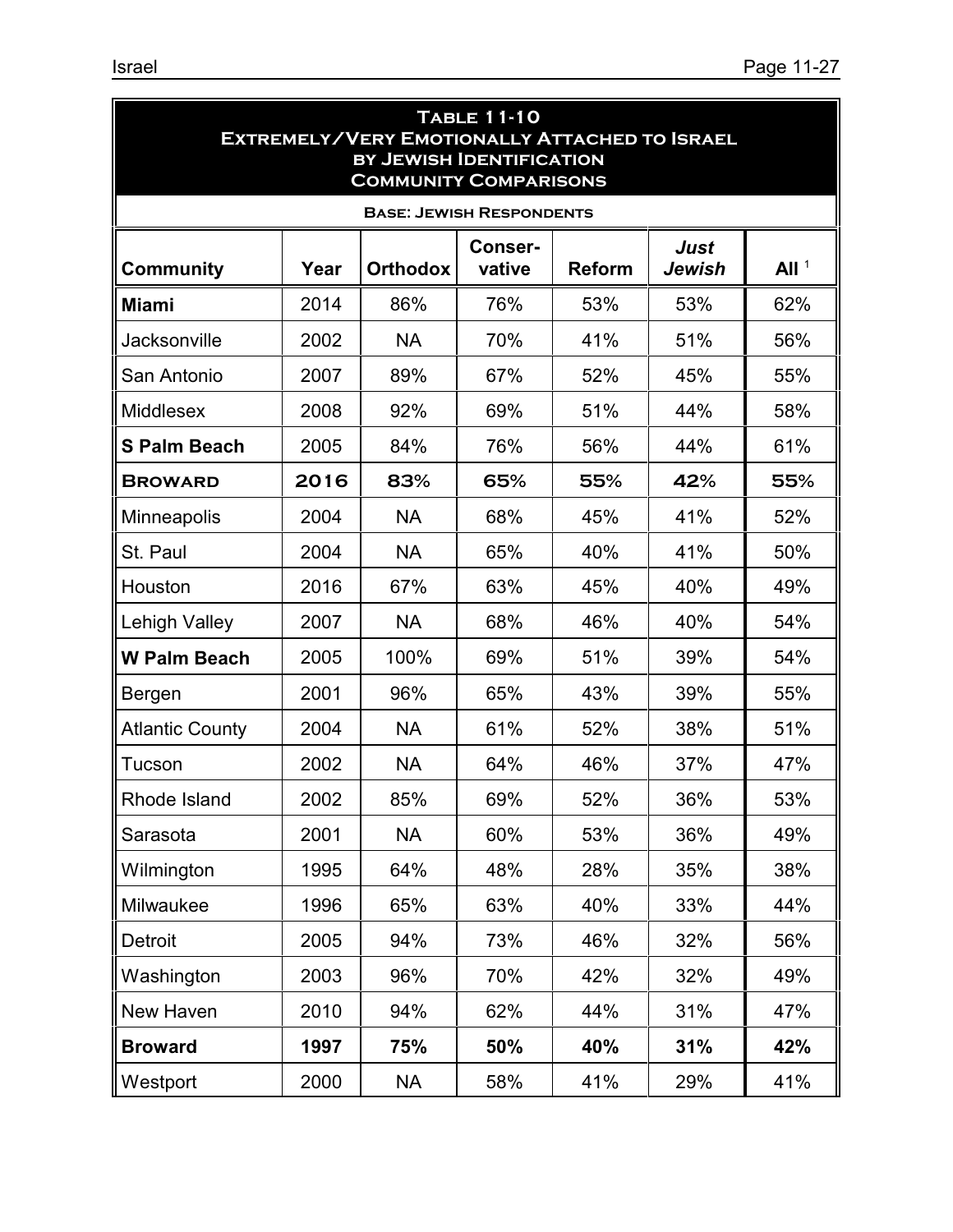## Table 11-10
## Extremely/Very Emotionally Attached to Israel by Jewish Identification
## Community Comparisons

**Base: Jewish Respondents**

| Community | Year | Orthodox | Conser-vative | Reform | *Just Jewish* | All [1] |
|---|---|---|---|---|---|---|
| **Miami** | 2014 | 86% | 76% | 53% | 53% | 62% |
| Jacksonville | 2002 | NA | 70% | 41% | 51% | 56% |
| San Antonio | 2007 | 89% | 67% | 52% | 45% | 55% |
| Middlesex | 2008 | 92% | 69% | 51% | 44% | 58% |
| **S Palm Beach** | 2005 | 84% | 76% | 56% | 44% | 61% |
| **BROWARD** | **2016** | **83%** | **65%** | **55%** | **42%** | **55%** |
| Minneapolis | 2004 | NA | 68% | 45% | 41% | 52% |
| St. Paul | 2004 | NA | 65% | 40% | 41% | 50% |
| Houston | 2016 | 67% | 63% | 45% | 40% | 49% |
| Lehigh Valley | 2007 | NA | 68% | 46% | 40% | 54% |
| **W Palm Beach** | 2005 | 100% | 69% | 51% | 39% | 54% |
| Bergen | 2001 | 96% | 65% | 43% | 39% | 55% |
| Atlantic County | 2004 | NA | 61% | 52% | 38% | 51% |
| Tucson | 2002 | NA | 64% | 46% | 37% | 47% |
| Rhode Island | 2002 | 85% | 69% | 52% | 36% | 53% |
| Sarasota | 2001 | NA | 60% | 53% | 36% | 49% |
| Wilmington | 1995 | 64% | 48% | 28% | 35% | 38% |
| Milwaukee | 1996 | 65% | 63% | 40% | 33% | 44% |
| Detroit | 2005 | 94% | 73% | 46% | 32% | 56% |
| Washington | 2003 | 96% | 70% | 42% | 32% | 49% |
| New Haven | 2010 | 94% | 62% | 44% | 31% | 47% |
| **Broward** | **1997** | **75%** | **50%** | **40%** | **31%** | **42%** |
| Westport | 2000 | NA | 58% | 41% | 29% | 41% |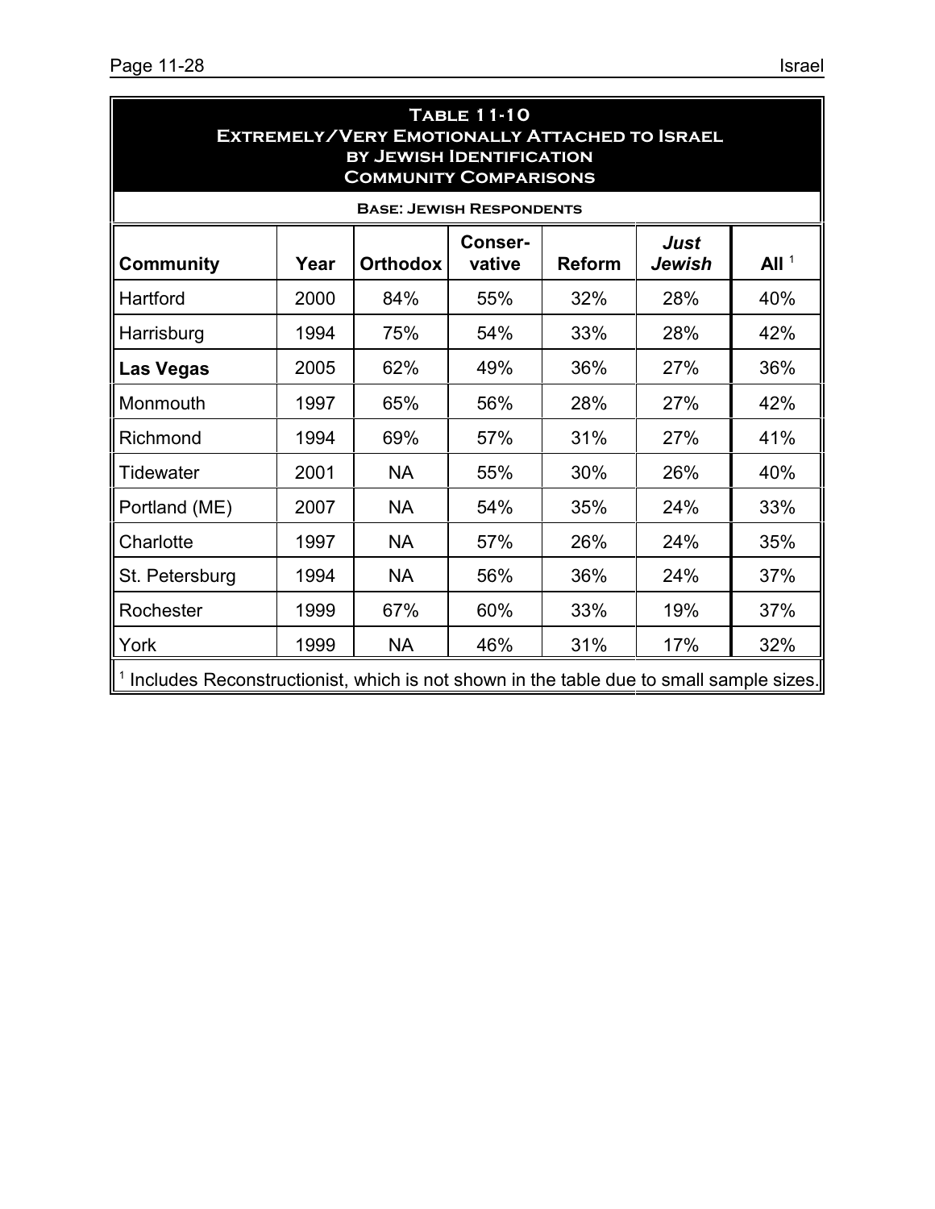## Table 11-10
## Extremely/Very Emotionally Attached to Israel by Jewish Identification
## Community Comparisons

**Base: Jewish Respondents**

| Community | Year | Orthodox | Conser-vative | Reform | *Just Jewish* | All [1] |
|---|---|---|---|---|---|---|
| Hartford | 2000 | 84% | 55% | 32% | 28% | 40% |
| Harrisburg | 1994 | 75% | 54% | 33% | 28% | 42% |
| **Las Vegas** | 2005 | 62% | 49% | 36% | 27% | 36% |
| Monmouth | 1997 | 65% | 56% | 28% | 27% | 42% |
| Richmond | 1994 | 69% | 57% | 31% | 27% | 41% |
| Tidewater | 2001 | NA | 55% | 30% | 26% | 40% |
| Portland (ME) | 2007 | NA | 54% | 35% | 24% | 33% |
| Charlotte | 1997 | NA | 57% | 26% | 24% | 35% |
| St. Petersburg | 1994 | NA | 56% | 36% | 24% | 37% |
| Rochester | 1999 | 67% | 60% | 33% | 19% | 37% |
| York | 1999 | NA | 46% | 31% | 17% | 32% |

[1] Includes Reconstructionist, which is not shown in the table due to small sample sizes.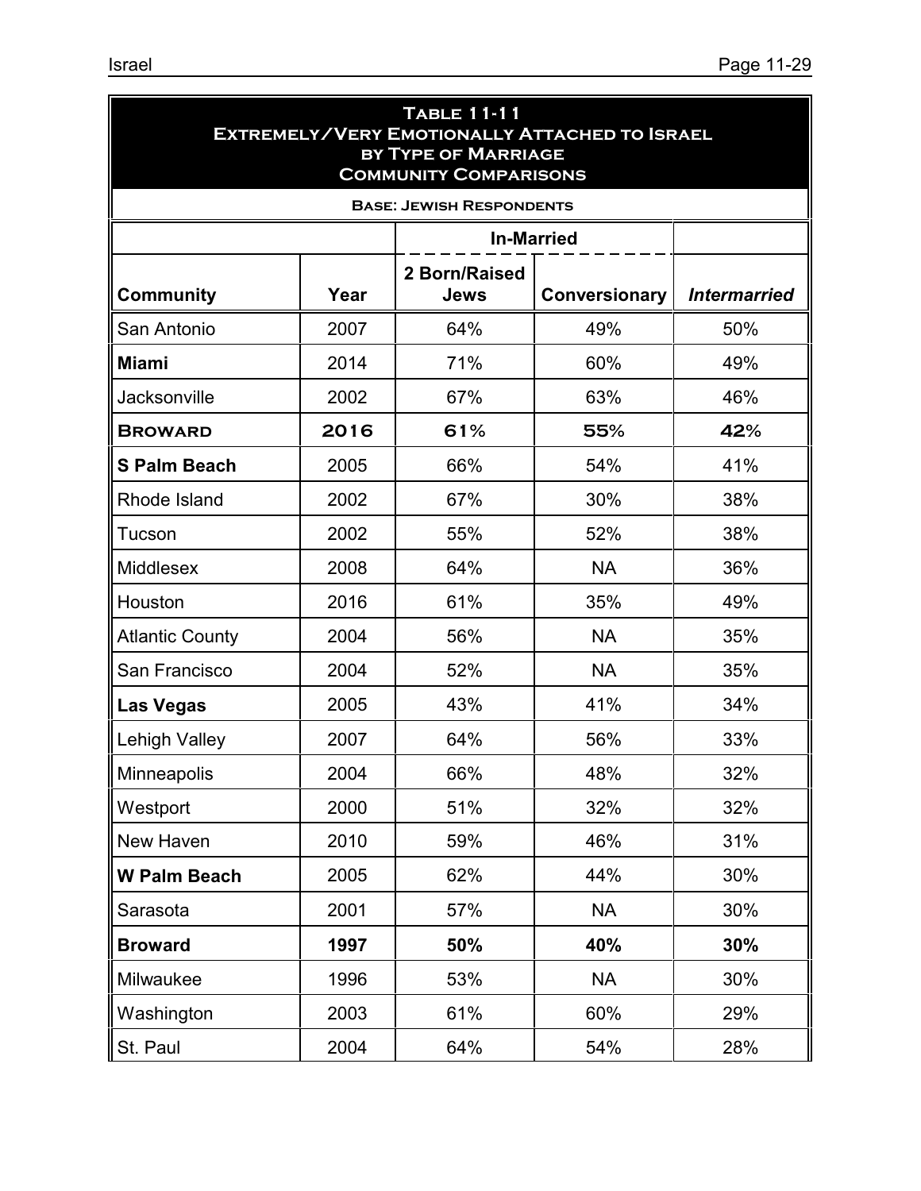**Table 11-11**
**Extremely/Very Emotionally Attached to Israel by Type of Marriage**
**Community Comparisons**

**Base: Jewish Respondents**

| | | In-Married | | |
|---|---|---|---|---|
| **Community** | **Year** | **2 Born/Raised Jews** | **Conversionary** | ***Intermarried*** |
| San Antonio | 2007 | 64% | 49% | 50% |
| **Miami** | 2014 | 71% | 60% | 49% |
| Jacksonville | 2002 | 67% | 63% | 46% |
| **BROWARD** | **2016** | **61%** | **55%** | **42%** |
| **S Palm Beach** | 2005 | 66% | 54% | 41% |
| Rhode Island | 2002 | 67% | 30% | 38% |
| Tucson | 2002 | 55% | 52% | 38% |
| Middlesex | 2008 | 64% | NA | 36% |
| Houston | 2016 | 61% | 35% | 49% |
| Atlantic County | 2004 | 56% | NA | 35% |
| San Francisco | 2004 | 52% | NA | 35% |
| **Las Vegas** | 2005 | 43% | 41% | 34% |
| Lehigh Valley | 2007 | 64% | 56% | 33% |
| Minneapolis | 2004 | 66% | 48% | 32% |
| Westport | 2000 | 51% | 32% | 32% |
| New Haven | 2010 | 59% | 46% | 31% |
| **W Palm Beach** | 2005 | 62% | 44% | 30% |
| Sarasota | 2001 | 57% | NA | 30% |
| **Broward** | **1997** | **50%** | **40%** | **30%** |
| Milwaukee | 1996 | 53% | NA | 30% |
| Washington | 2003 | 61% | 60% | 29% |
| St. Paul | 2004 | 64% | 54% | 28% |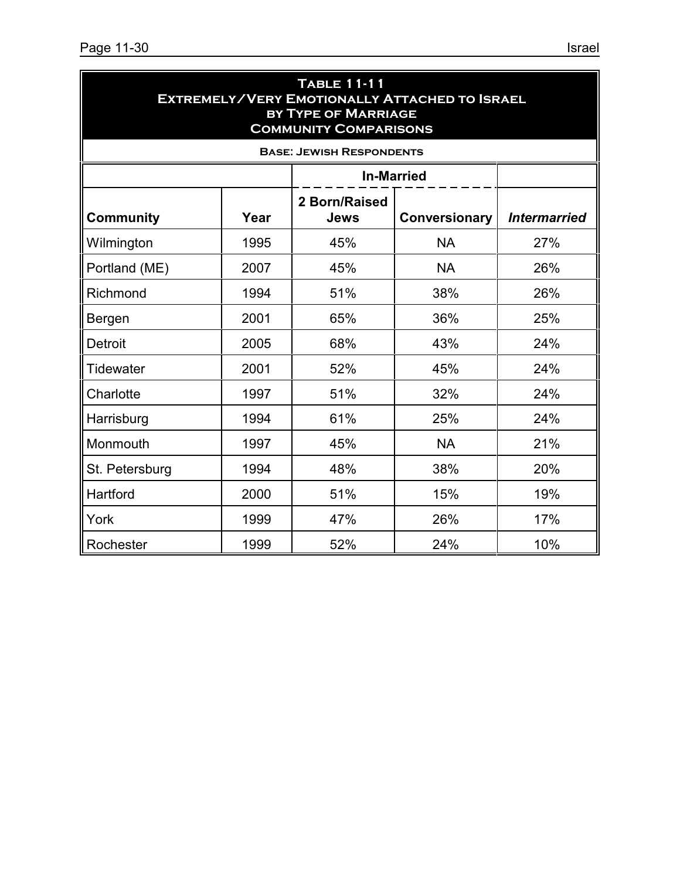## Table 11-11
## Extremely/Very Emotionally Attached to Israel by Type of Marriage
## Community Comparisons

**Base: Jewish Respondents**

| | | In-Married | | |
|---|---|---|---|---|
| **Community** | **Year** | **2 Born/Raised Jews** | **Conversionary** | ***Intermarried*** |
| Wilmington | 1995 | 45% | NA | 27% |
| Portland (ME) | 2007 | 45% | NA | 26% |
| Richmond | 1994 | 51% | 38% | 26% |
| Bergen | 2001 | 65% | 36% | 25% |
| Detroit | 2005 | 68% | 43% | 24% |
| Tidewater | 2001 | 52% | 45% | 24% |
| Charlotte | 1997 | 51% | 32% | 24% |
| Harrisburg | 1994 | 61% | 25% | 24% |
| Monmouth | 1997 | 45% | NA | 21% |
| St. Petersburg | 1994 | 48% | 38% | 20% |
| Hartford | 2000 | 51% | 15% | 19% |
| York | 1999 | 47% | 26% | 17% |
| Rochester | 1999 | 52% | 24% | 10% |